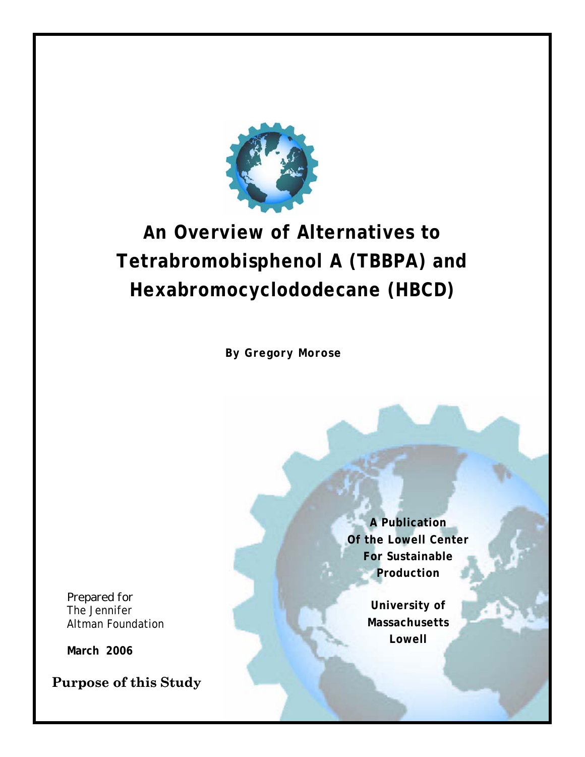# An Overview of Alternatives to Tetrabromobisphenol A (TBBPA) and Hexabromocyclododecane (HBCD)

**By Gregory Morose**

**A Publication Of the Lowell Center For Sustainable Production**

**University of Massachusetts Lowell**

Prepared for
The Jennifer Altman Foundation

**March 2006**

## Purpose of this Study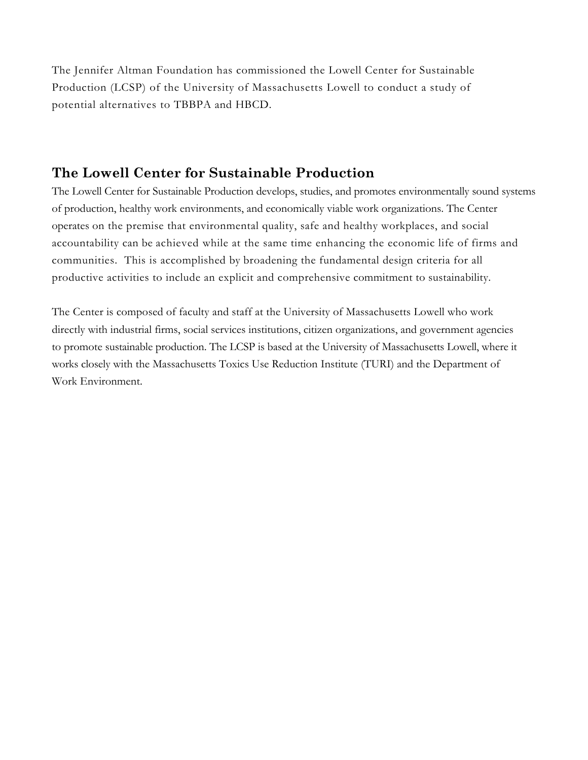The Jennifer Altman Foundation has commissioned the Lowell Center for Sustainable Production (LCSP) of the University of Massachusetts Lowell to conduct a study of potential alternatives to TBBPA and HBCD.

## The Lowell Center for Sustainable Production

The Lowell Center for Sustainable Production develops, studies, and promotes environmentally sound systems of production, healthy work environments, and economically viable work organizations. The Center operates on the premise that environmental quality, safe and healthy workplaces, and social accountability can be achieved while at the same time enhancing the economic life of firms and communities. This is accomplished by broadening the fundamental design criteria for all productive activities to include an explicit and comprehensive commitment to sustainability.

The Center is composed of faculty and staff at the University of Massachusetts Lowell who work directly with industrial firms, social services institutions, citizen organizations, and government agencies to promote sustainable production. The LCSP is based at the University of Massachusetts Lowell, where it works closely with the Massachusetts Toxics Use Reduction Institute (TURI) and the Department of Work Environment.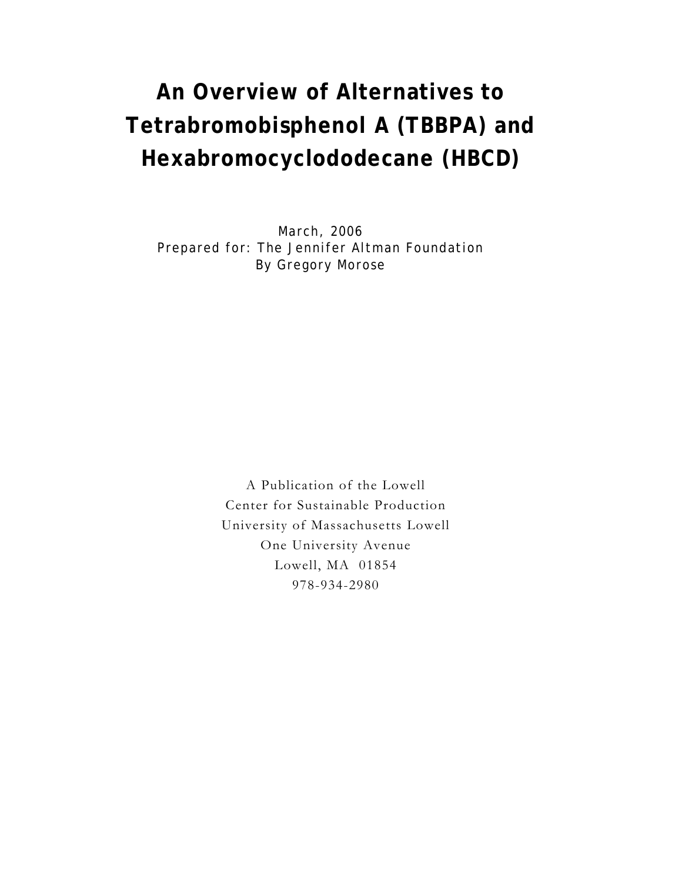# An Overview of Alternatives to Tetrabromobisphenol A (TBBPA) and Hexabromocyclododecane (HBCD)

March, 2006
Prepared for: The Jennifer Altman Foundation
By Gregory Morose

A Publication of the Lowell
Center for Sustainable Production
University of Massachusetts Lowell
One University Avenue
Lowell, MA 01854
978-934-2980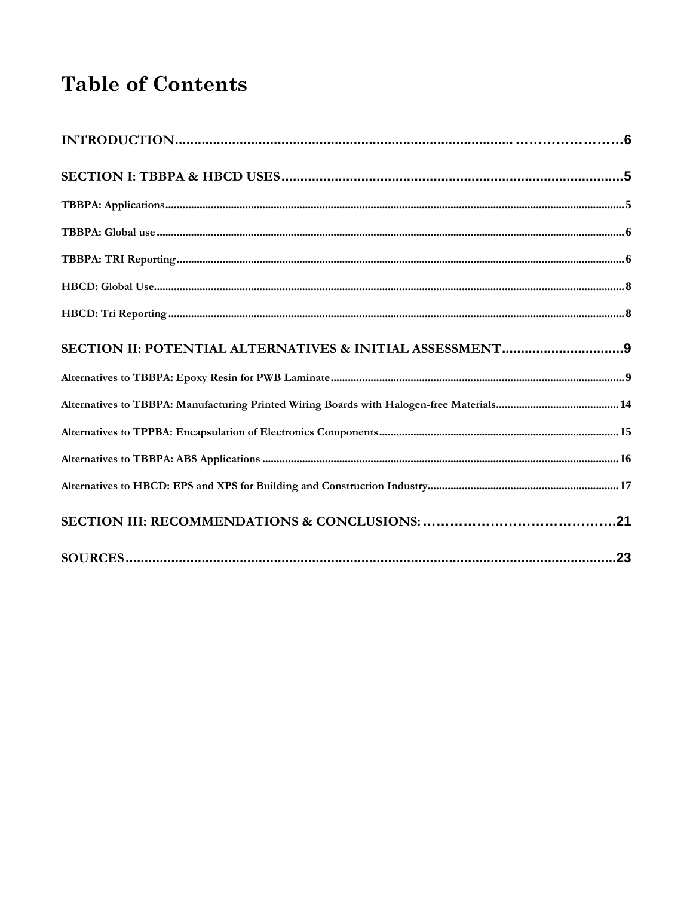# Table of Contents

INTRODUCTION.......................................................................................... ……………………6

SECTION I: TBBPA & HBCD USES.........................................................................................5

TBBPA: Applications.........................................................................................................................................5

TBBPA: Global use ...........................................................................................................................................6

TBBPA: TRI Reporting......................................................................................................................................6

HBCD: Global Use.............................................................................................................................................8

HBCD: Tri Reporting ........................................................................................................................................8

SECTION II: POTENTIAL ALTERNATIVES & INITIAL ASSESSMENT................................9

Alternatives to TBBPA: Epoxy Resin for PWB Laminate......................................................................................9

Alternatives to TBBPA: Manufacturing Printed Wiring Boards with Halogen-free Materials...........................................14

Alternatives to TPPBA: Encapsulation of Electronics Components....................................................................15

Alternatives to TBBPA: ABS Applications ...........................................................................................................16

Alternatives to HBCD: EPS and XPS for Building and Construction Industry...................................................................17

SECTION III: RECOMMENDATIONS & CONCLUSIONS: …………………………………….21

SOURCES.....................................................................................................................................23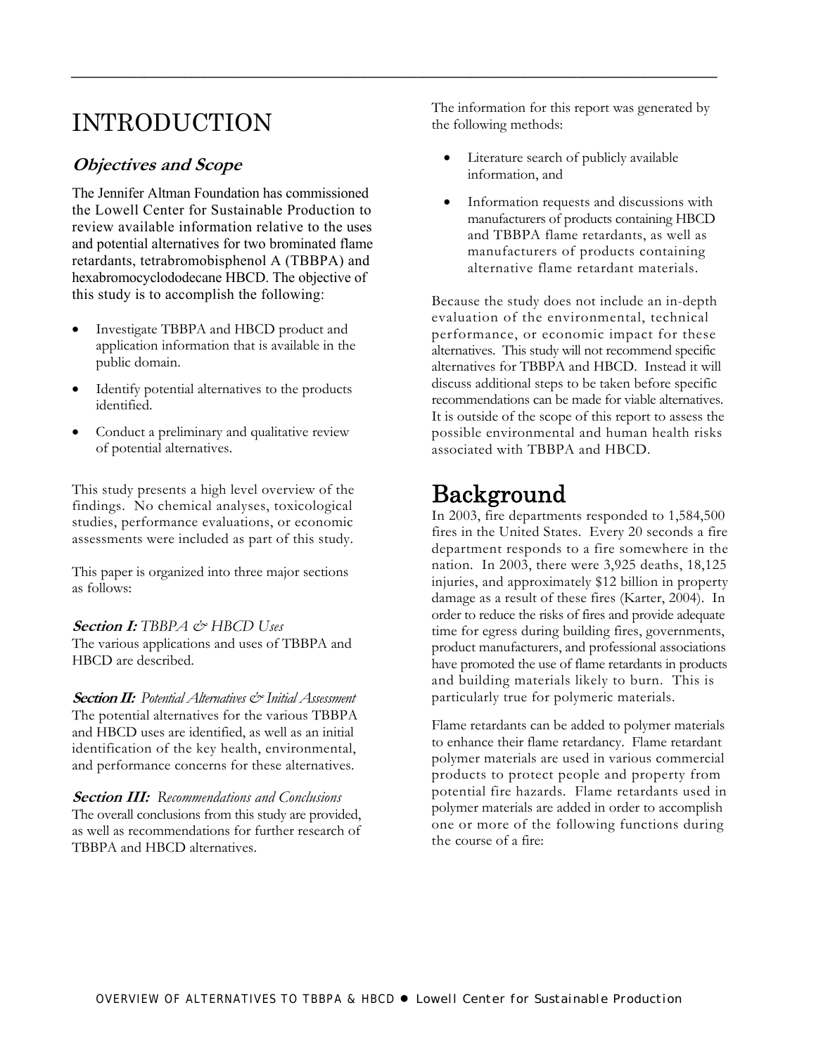# INTRODUCTION

## *Objectives and Scope*

The Jennifer Altman Foundation has commissioned the Lowell Center for Sustainable Production to review available information relative to the uses and potential alternatives for two brominated flame retardants, tetrabromobisphenol A (TBBPA) and hexabromocyclododecane HBCD. The objective of this study is to accomplish the following:

- Investigate TBBPA and HBCD product and application information that is available in the public domain.
- Identify potential alternatives to the products identified.
- Conduct a preliminary and qualitative review of potential alternatives.

This study presents a high level overview of the findings. No chemical analyses, toxicological studies, performance evaluations, or economic assessments were included as part of this study.

This paper is organized into three major sections as follows:

***Section I:*** *TBBPA & HBCD Uses*
The various applications and uses of TBBPA and HBCD are described.

***Section II:*** *Potential Alternatives & Initial Assessment*
The potential alternatives for the various TBBPA and HBCD uses are identified, as well as an initial identification of the key health, environmental, and performance concerns for these alternatives.

***Section III:*** *Recommendations and Conclusions*
The overall conclusions from this study are provided, as well as recommendations for further research of TBBPA and HBCD alternatives.

The information for this report was generated by the following methods:

- Literature search of publicly available information, and
- Information requests and discussions with manufacturers of products containing HBCD and TBBPA flame retardants, as well as manufacturers of products containing alternative flame retardant materials.

Because the study does not include an in-depth evaluation of the environmental, technical performance, or economic impact for these alternatives. This study will not recommend specific alternatives for TBBPA and HBCD. Instead it will discuss additional steps to be taken before specific recommendations can be made for viable alternatives. It is outside of the scope of this report to assess the possible environmental and human health risks associated with TBBPA and HBCD.

# Background

In 2003, fire departments responded to 1,584,500 fires in the United States. Every 20 seconds a fire department responds to a fire somewhere in the nation. In 2003, there were 3,925 deaths, 18,125 injuries, and approximately $12 billion in property damage as a result of these fires (Karter, 2004). In order to reduce the risks of fires and provide adequate time for egress during building fires, governments, product manufacturers, and professional associations have promoted the use of flame retardants in products and building materials likely to burn. This is particularly true for polymeric materials.

Flame retardants can be added to polymer materials to enhance their flame retardancy. Flame retardant polymer materials are used in various commercial products to protect people and property from potential fire hazards. Flame retardants used in polymer materials are added in order to accomplish one or more of the following functions during the course of a fire: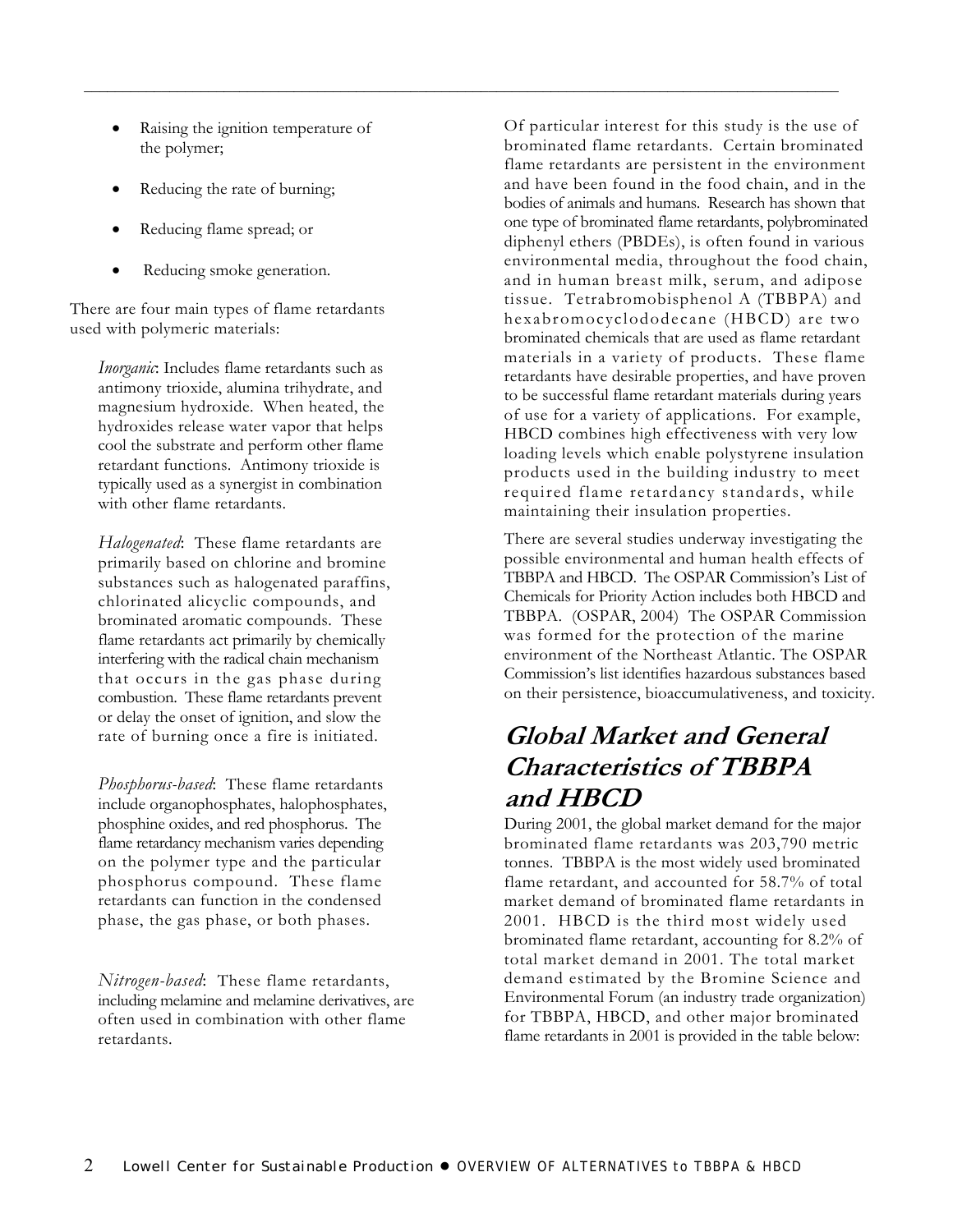- Raising the ignition temperature of the polymer;
- Reducing the rate of burning;
- Reducing flame spread; or
- Reducing smoke generation.

There are four main types of flame retardants used with polymeric materials:

*Inorganic*: Includes flame retardants such as antimony trioxide, alumina trihydrate, and magnesium hydroxide. When heated, the hydroxides release water vapor that helps cool the substrate and perform other flame retardant functions. Antimony trioxide is typically used as a synergist in combination with other flame retardants.

*Halogenated*: These flame retardants are primarily based on chlorine and bromine substances such as halogenated paraffins, chlorinated alicyclic compounds, and brominated aromatic compounds. These flame retardants act primarily by chemically interfering with the radical chain mechanism that occurs in the gas phase during combustion. These flame retardants prevent or delay the onset of ignition, and slow the rate of burning once a fire is initiated.

*Phosphorus-based*: These flame retardants include organophosphates, halophosphates, phosphine oxides, and red phosphorus. The flame retardancy mechanism varies depending on the polymer type and the particular phosphorus compound. These flame retardants can function in the condensed phase, the gas phase, or both phases.

*Nitrogen-based*: These flame retardants, including melamine and melamine derivatives, are often used in combination with other flame retardants.

Of particular interest for this study is the use of brominated flame retardants. Certain brominated flame retardants are persistent in the environment and have been found in the food chain, and in the bodies of animals and humans. Research has shown that one type of brominated flame retardants, polybrominated diphenyl ethers (PBDEs), is often found in various environmental media, throughout the food chain, and in human breast milk, serum, and adipose tissue. Tetrabromobisphenol A (TBBPA) and hexabromocyclododecane (HBCD) are two brominated chemicals that are used as flame retardant materials in a variety of products. These flame retardants have desirable properties, and have proven to be successful flame retardant materials during years of use for a variety of applications. For example, HBCD combines high effectiveness with very low loading levels which enable polystyrene insulation products used in the building industry to meet required flame retardancy standards, while maintaining their insulation properties.

There are several studies underway investigating the possible environmental and human health effects of TBBPA and HBCD. The OSPAR Commission's List of Chemicals for Priority Action includes both HBCD and TBBPA. (OSPAR, 2004) The OSPAR Commission was formed for the protection of the marine environment of the Northeast Atlantic. The OSPAR Commission's list identifies hazardous substances based on their persistence, bioaccumulativeness, and toxicity.

## Global Market and General Characteristics of TBBPA and HBCD

During 2001, the global market demand for the major brominated flame retardants was 203,790 metric tonnes. TBBPA is the most widely used brominated flame retardant, and accounted for 58.7% of total market demand of brominated flame retardants in 2001. HBCD is the third most widely used brominated flame retardant, accounting for 8.2% of total market demand in 2001. The total market demand estimated by the Bromine Science and Environmental Forum (an industry trade organization) for TBBPA, HBCD, and other major brominated flame retardants in 2001 is provided in the table below: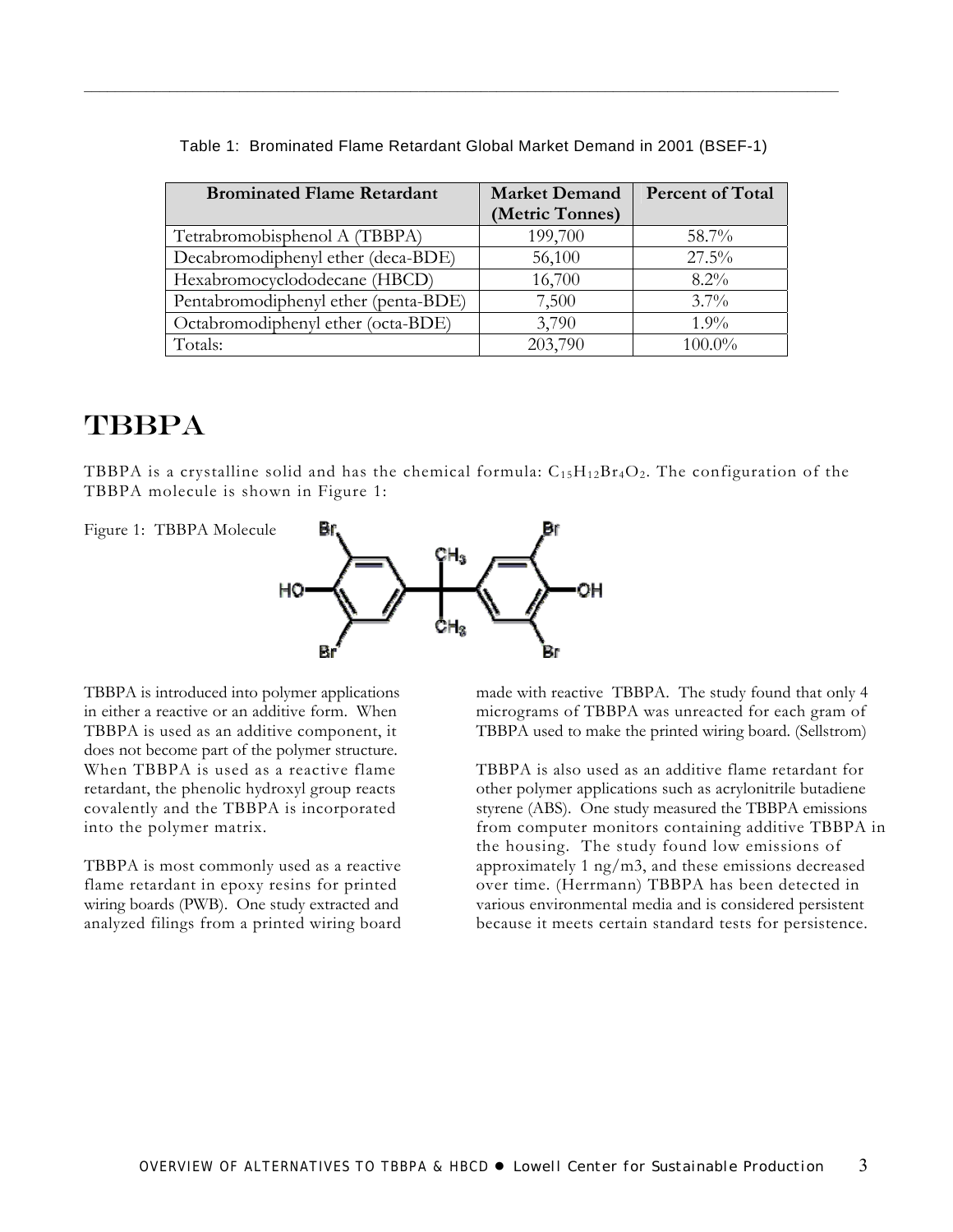Table 1: Brominated Flame Retardant Global Market Demand in 2001 (BSEF-1)

| Brominated Flame Retardant | Market Demand (Metric Tonnes) | Percent of Total |
|---|---|---|
| Tetrabromobisphenol A (TBBPA) | 199,700 | 58.7% |
| Decabromodiphenyl ether (deca-BDE) | 56,100 | 27.5% |
| Hexabromocyclododecane (HBCD) | 16,700 | 8.2% |
| Pentabromodiphenyl ether (penta-BDE) | 7,500 | 3.7% |
| Octabromodiphenyl ether (octa-BDE) | 3,790 | 1.9% |
| Totals: | 203,790 | 100.0% |

# TBBPA

TBBPA is a crystalline solid and has the chemical formula: $C_{15}H_{12}Br_4O_2$. The configuration of the TBBPA molecule is shown in Figure 1:

Figure 1: TBBPA Molecule

TBBPA is introduced into polymer applications in either a reactive or an additive form. When TBBPA is used as an additive component, it does not become part of the polymer structure. When TBBPA is used as a reactive flame retardant, the phenolic hydroxyl group reacts covalently and the TBBPA is incorporated into the polymer matrix.

TBBPA is most commonly used as a reactive flame retardant in epoxy resins for printed wiring boards (PWB). One study extracted and analyzed filings from a printed wiring board made with reactive TBBPA. The study found that only 4 micrograms of TBBPA was unreacted for each gram of TBBPA used to make the printed wiring board. (Sellstrom)

TBBPA is also used as an additive flame retardant for other polymer applications such as acrylonitrile butadiene styrene (ABS). One study measured the TBBPA emissions from computer monitors containing additive TBBPA in the housing. The study found low emissions of approximately 1 ng/m3, and these emissions decreased over time. (Herrmann) TBBPA has been detected in various environmental media and is considered persistent because it meets certain standard tests for persistence.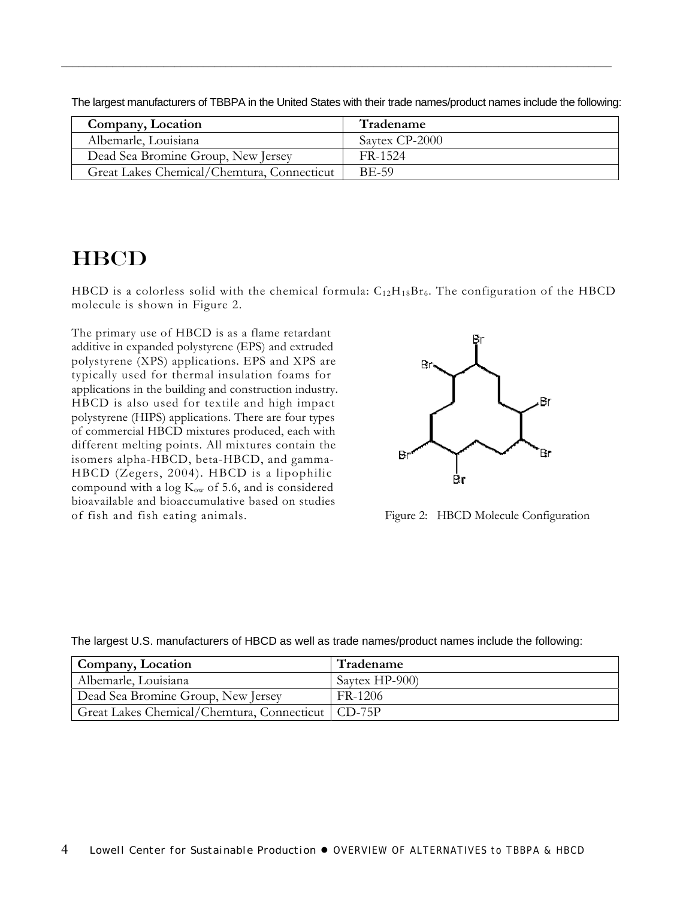The largest manufacturers of TBBPA in the United States with their trade names/product names include the following:

| Company, Location | Tradename |
| --- | --- |
| Albemarle, Louisiana | Saytex CP-2000 |
| Dead Sea Bromine Group, New Jersey | FR-1524 |
| Great Lakes Chemical/Chemtura, Connecticut | BE-59 |

# HBCD

HBCD is a colorless solid with the chemical formula: $C_{12}H_{18}Br_6$. The configuration of the HBCD molecule is shown in Figure 2.

The primary use of HBCD is as a flame retardant additive in expanded polystyrene (EPS) and extruded polystyrene (XPS) applications. EPS and XPS are typically used for thermal insulation foams for applications in the building and construction industry. HBCD is also used for textile and high impact polystyrene (HIPS) applications. There are four types of commercial HBCD mixtures produced, each with different melting points. All mixtures contain the isomers alpha-HBCD, beta-HBCD, and gamma-HBCD (Zegers, 2004). HBCD is a lipophilic compound with a log $K_{ow}$ of 5.6, and is considered bioavailable and bioaccumulative based on studies of fish and fish eating animals.

Figure 2: HBCD Molecule Configuration

The largest U.S. manufacturers of HBCD as well as trade names/product names include the following:

| Company, Location | Tradename |
| --- | --- |
| Albemarle, Louisiana | Saytex HP-900) |
| Dead Sea Bromine Group, New Jersey | FR-1206 |
| Great Lakes Chemical/Chemtura, Connecticut | CD-75P |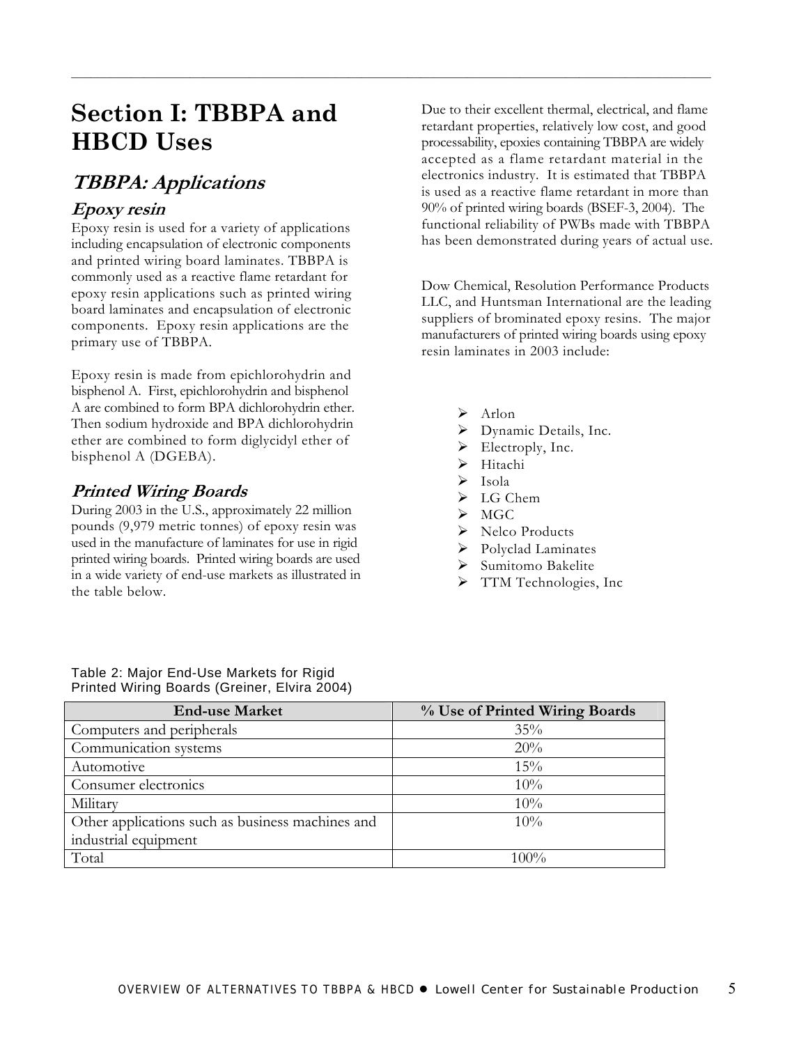# Section I: TBBPA and HBCD Uses

## *TBBPA: Applications*

### *Epoxy resin*

Epoxy resin is used for a variety of applications including encapsulation of electronic components and printed wiring board laminates. TBBPA is commonly used as a reactive flame retardant for epoxy resin applications such as printed wiring board laminates and encapsulation of electronic components. Epoxy resin applications are the primary use of TBBPA.

Epoxy resin is made from epichlorohydrin and bisphenol A. First, epichlorohydrin and bisphenol A are combined to form BPA dichlorohydrin ether. Then sodium hydroxide and BPA dichlorohydrin ether are combined to form diglycidyl ether of bisphenol A (DGEBA).

### *Printed Wiring Boards*

During 2003 in the U.S., approximately 22 million pounds (9,979 metric tonnes) of epoxy resin was used in the manufacture of laminates for use in rigid printed wiring boards. Printed wiring boards are used in a wide variety of end-use markets as illustrated in the table below.

Due to their excellent thermal, electrical, and flame retardant properties, relatively low cost, and good processability, epoxies containing TBBPA are widely accepted as a flame retardant material in the electronics industry. It is estimated that TBBPA is used as a reactive flame retardant in more than 90% of printed wiring boards (BSEF-3, 2004). The functional reliability of PWBs made with TBBPA has been demonstrated during years of actual use.

Dow Chemical, Resolution Performance Products LLC, and Huntsman International are the leading suppliers of brominated epoxy resins. The major manufacturers of printed wiring boards using epoxy resin laminates in 2003 include:

- Arlon
- Dynamic Details, Inc.
- Electroply, Inc.
- Hitachi
- Isola
- LG Chem
- MGC
- Nelco Products
- Polyclad Laminates
- Sumitomo Bakelite
- TTM Technologies, Inc

Table 2: Major End-Use Markets for Rigid Printed Wiring Boards (Greiner, Elvira 2004)

| End-use Market | % Use of Printed Wiring Boards |
|---|---|
| Computers and peripherals | 35% |
| Communication systems | 20% |
| Automotive | 15% |
| Consumer electronics | 10% |
| Military | 10% |
| Other applications such as business machines and industrial equipment | 10% |
| Total | 100% |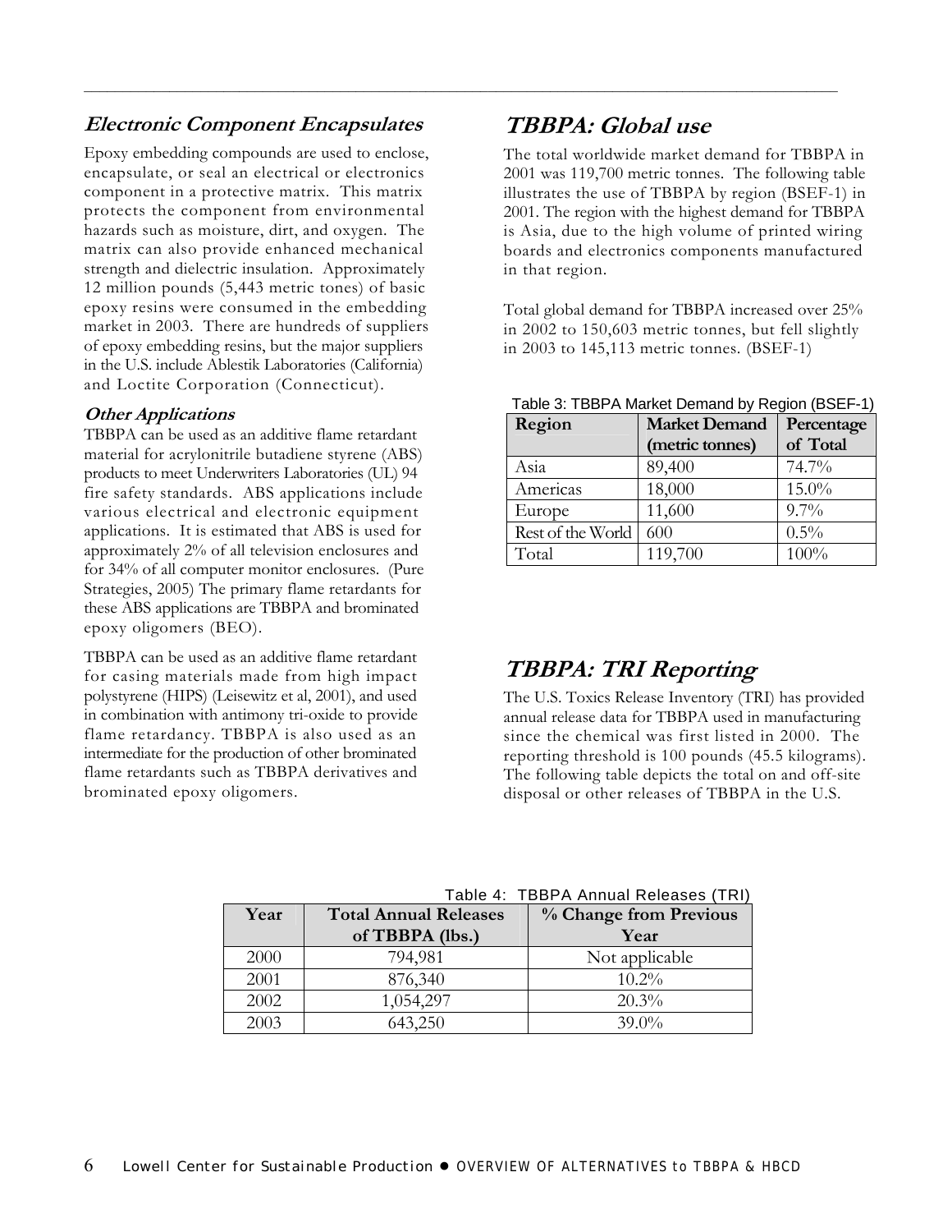### *Electronic Component Encapsulates*

Epoxy embedding compounds are used to enclose, encapsulate, or seal an electrical or electronics component in a protective matrix. This matrix protects the component from environmental hazards such as moisture, dirt, and oxygen. The matrix can also provide enhanced mechanical strength and dielectric insulation. Approximately 12 million pounds (5,443 metric tones) of basic epoxy resins were consumed in the embedding market in 2003. There are hundreds of suppliers of epoxy embedding resins, but the major suppliers in the U.S. include Ablestik Laboratories (California) and Loctite Corporation (Connecticut).

#### *Other Applications*

TBBPA can be used as an additive flame retardant material for acrylonitrile butadiene styrene (ABS) products to meet Underwriters Laboratories (UL) 94 fire safety standards. ABS applications include various electrical and electronic equipment applications. It is estimated that ABS is used for approximately 2% of all television enclosures and for 34% of all computer monitor enclosures. (Pure Strategies, 2005) The primary flame retardants for these ABS applications are TBBPA and brominated epoxy oligomers (BEO).

TBBPA can be used as an additive flame retardant for casing materials made from high impact polystyrene (HIPS) (Leisewitz et al, 2001), and used in combination with antimony tri-oxide to provide flame retardancy. TBBPA is also used as an intermediate for the production of other brominated flame retardants such as TBBPA derivatives and brominated epoxy oligomers.

## *TBBPA: Global use*

The total worldwide market demand for TBBPA in 2001 was 119,700 metric tonnes. The following table illustrates the use of TBBPA by region (BSEF-1) in 2001. The region with the highest demand for TBBPA is Asia, due to the high volume of printed wiring boards and electronics components manufactured in that region.

Total global demand for TBBPA increased over 25% in 2002 to 150,603 metric tonnes, but fell slightly in 2003 to 145,113 metric tonnes. (BSEF-1)

Table 3: TBBPA Market Demand by Region (BSEF-1)

| Region | Market Demand (metric tonnes) | Percentage of Total |
|---|---|---|
| Asia | 89,400 | 74.7% |
| Americas | 18,000 | 15.0% |
| Europe | 11,600 | 9.7% |
| Rest of the World | 600 | 0.5% |
| Total | 119,700 | 100% |

## *TBBPA: TRI Reporting*

The U.S. Toxics Release Inventory (TRI) has provided annual release data for TBBPA used in manufacturing since the chemical was first listed in 2000. The reporting threshold is 100 pounds (45.5 kilograms). The following table depicts the total on and off-site disposal or other releases of TBBPA in the U.S.

Table 4: TBBPA Annual Releases (TRI)

| Year | Total Annual Releases of TBBPA (lbs.) | % Change from Previous Year |
|---|---|---|
| 2000 | 794,981 | Not applicable |
| 2001 | 876,340 | 10.2% |
| 2002 | 1,054,297 | 20.3% |
| 2003 | 643,250 | 39.0% |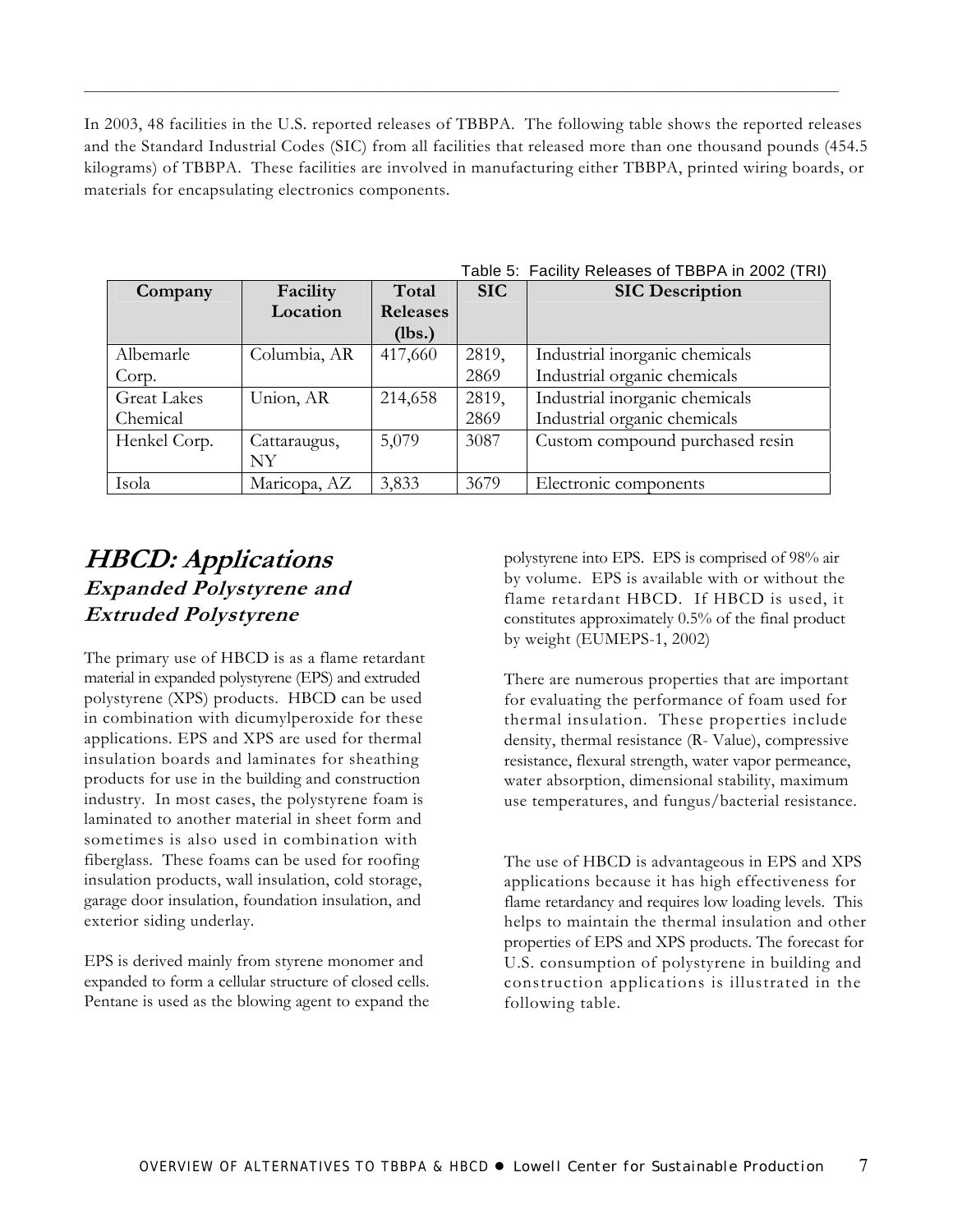In 2003, 48 facilities in the U.S. reported releases of TBBPA. The following table shows the reported releases and the Standard Industrial Codes (SIC) from all facilities that released more than one thousand pounds (454.5 kilograms) of TBBPA. These facilities are involved in manufacturing either TBBPA, printed wiring boards, or materials for encapsulating electronics components.

Table 5: Facility Releases of TBBPA in 2002 (TRI)

| Company | Facility Location | Total Releases (lbs.) | SIC | SIC Description |
|---|---|---|---|---|
| Albemarle Corp. | Columbia, AR | 417,660 | 2819, 2869 | Industrial inorganic chemicals Industrial organic chemicals |
| Great Lakes Chemical | Union, AR | 214,658 | 2819, 2869 | Industrial inorganic chemicals Industrial organic chemicals |
| Henkel Corp. | Cattaraugus, NY | 5,079 | 3087 | Custom compound purchased resin |
| Isola | Maricopa, AZ | 3,833 | 3679 | Electronic components |

# *HBCD: Applications*

## *Expanded Polystyrene and Extruded Polystyrene*

The primary use of HBCD is as a flame retardant material in expanded polystyrene (EPS) and extruded polystyrene (XPS) products. HBCD can be used in combination with dicumylperoxide for these applications. EPS and XPS are used for thermal insulation boards and laminates for sheathing products for use in the building and construction industry. In most cases, the polystyrene foam is laminated to another material in sheet form and sometimes is also used in combination with fiberglass. These foams can be used for roofing insulation products, wall insulation, cold storage, garage door insulation, foundation insulation, and exterior siding underlay.

EPS is derived mainly from styrene monomer and expanded to form a cellular structure of closed cells. Pentane is used as the blowing agent to expand the polystyrene into EPS. EPS is comprised of 98% air by volume. EPS is available with or without the flame retardant HBCD. If HBCD is used, it constitutes approximately 0.5% of the final product by weight (EUMEPS-1, 2002)

There are numerous properties that are important for evaluating the performance of foam used for thermal insulation. These properties include density, thermal resistance (R- Value), compressive resistance, flexural strength, water vapor permeance, water absorption, dimensional stability, maximum use temperatures, and fungus/bacterial resistance.

The use of HBCD is advantageous in EPS and XPS applications because it has high effectiveness for flame retardancy and requires low loading levels. This helps to maintain the thermal insulation and other properties of EPS and XPS products. The forecast for U.S. consumption of polystyrene in building and construction applications is illustrated in the following table.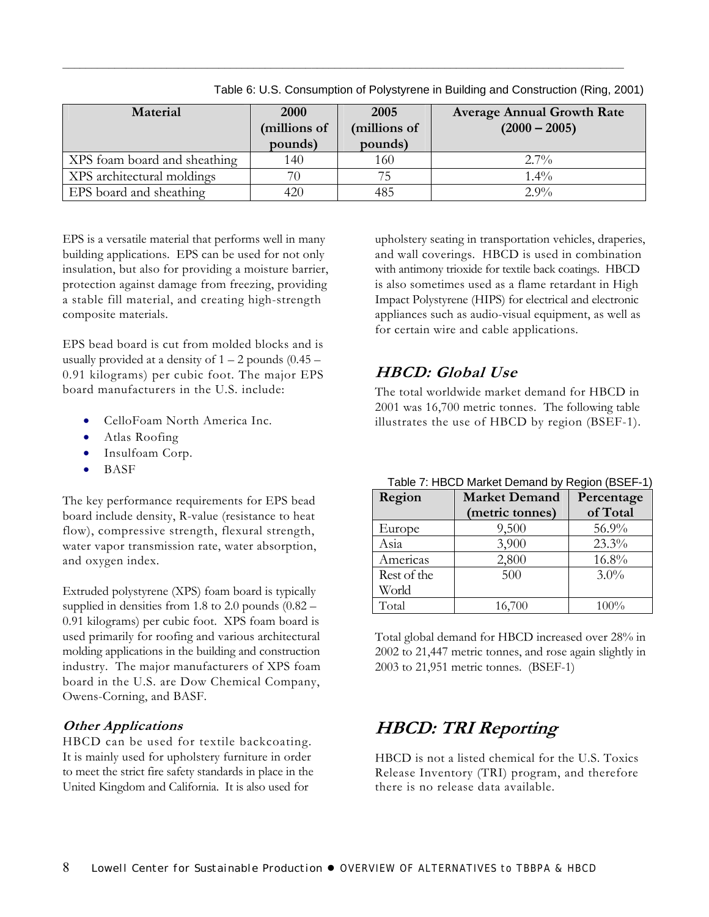Table 6: U.S. Consumption of Polystyrene in Building and Construction (Ring, 2001)

| Material | 2000 (millions of pounds) | 2005 (millions of pounds) | Average Annual Growth Rate (2000 – 2005) |
|---|---|---|---|
| XPS foam board and sheathing | 140 | 160 | 2.7% |
| XPS architectural moldings | 70 | 75 | 1.4% |
| EPS board and sheathing | 420 | 485 | 2.9% |

EPS is a versatile material that performs well in many building applications. EPS can be used for not only insulation, but also for providing a moisture barrier, protection against damage from freezing, providing a stable fill material, and creating high-strength composite materials.

EPS bead board is cut from molded blocks and is usually provided at a density of 1 – 2 pounds (0.45 – 0.91 kilograms) per cubic foot. The major EPS board manufacturers in the U.S. include:

- CelloFoam North America Inc.
- Atlas Roofing
- Insulfoam Corp.
- BASF

The key performance requirements for EPS bead board include density, R-value (resistance to heat flow), compressive strength, flexural strength, water vapor transmission rate, water absorption, and oxygen index.

Extruded polystyrene (XPS) foam board is typically supplied in densities from 1.8 to 2.0 pounds (0.82 – 0.91 kilograms) per cubic foot. XPS foam board is used primarily for roofing and various architectural molding applications in the building and construction industry. The major manufacturers of XPS foam board in the U.S. are Dow Chemical Company, Owens-Corning, and BASF.

### *Other Applications*

HBCD can be used for textile backcoating. It is mainly used for upholstery furniture in order to meet the strict fire safety standards in place in the United Kingdom and California. It is also used for upholstery seating in transportation vehicles, draperies, and wall coverings. HBCD is used in combination with antimony trioxide for textile back coatings. HBCD is also sometimes used as a flame retardant in High Impact Polystyrene (HIPS) for electrical and electronic appliances such as audio-visual equipment, as well as for certain wire and cable applications.

## *HBCD: Global Use*

The total worldwide market demand for HBCD in 2001 was 16,700 metric tonnes. The following table illustrates the use of HBCD by region (BSEF-1).

Table 7: HBCD Market Demand by Region (BSEF-1)

| Region | Market Demand (metric tonnes) | Percentage of Total |
|---|---|---|
| Europe | 9,500 | 56.9% |
| Asia | 3,900 | 23.3% |
| Americas | 2,800 | 16.8% |
| Rest of the World | 500 | 3.0% |
| Total | 16,700 | 100% |

Total global demand for HBCD increased over 28% in 2002 to 21,447 metric tonnes, and rose again slightly in 2003 to 21,951 metric tonnes. (BSEF-1)

## *HBCD: TRI Reporting*

HBCD is not a listed chemical for the U.S. Toxics Release Inventory (TRI) program, and therefore there is no release data available.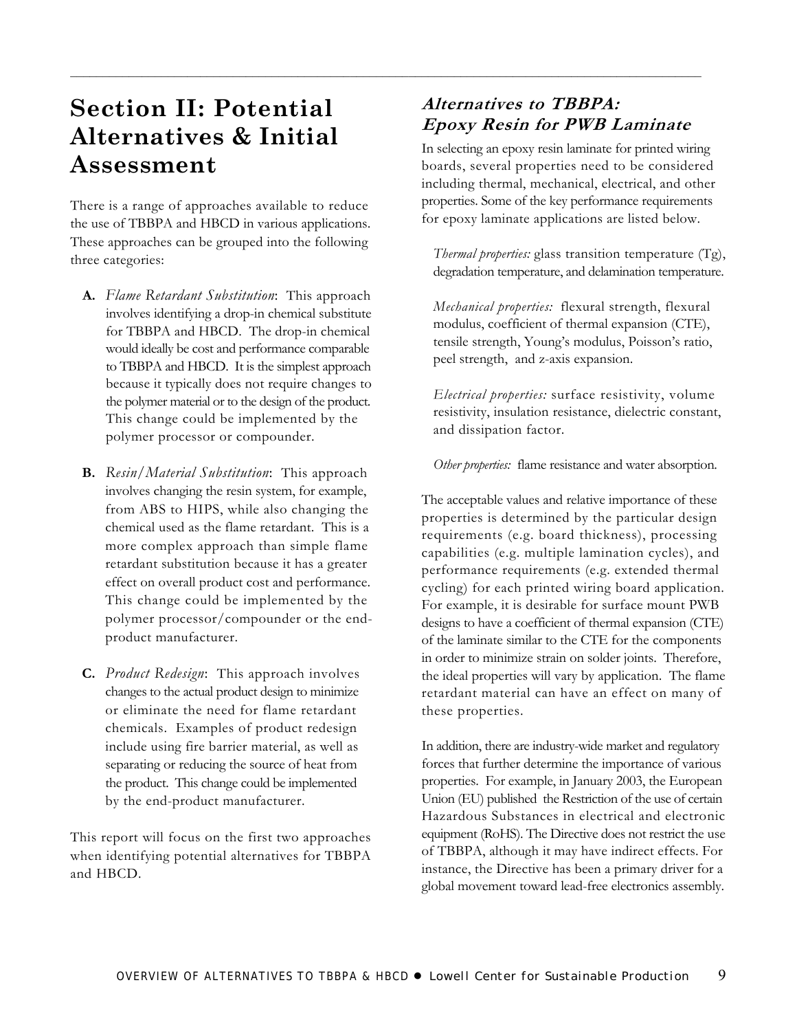# Section II: Potential Alternatives & Initial Assessment

There is a range of approaches available to reduce the use of TBBPA and HBCD in various applications. These approaches can be grouped into the following three categories:

**A.** *Flame Retardant Substitution*: This approach involves identifying a drop-in chemical substitute for TBBPA and HBCD. The drop-in chemical would ideally be cost and performance comparable to TBBPA and HBCD. It is the simplest approach because it typically does not require changes to the polymer material or to the design of the product. This change could be implemented by the polymer processor or compounder.

**B.** *Resin/Material Substitution*: This approach involves changing the resin system, for example, from ABS to HIPS, while also changing the chemical used as the flame retardant. This is a more complex approach than simple flame retardant substitution because it has a greater effect on overall product cost and performance. This change could be implemented by the polymer processor/compounder or the end-product manufacturer.

**C.** *Product Redesign*: This approach involves changes to the actual product design to minimize or eliminate the need for flame retardant chemicals. Examples of product redesign include using fire barrier material, as well as separating or reducing the source of heat from the product. This change could be implemented by the end-product manufacturer.

This report will focus on the first two approaches when identifying potential alternatives for TBBPA and HBCD.

## *Alternatives to TBBPA: Epoxy Resin for PWB Laminate*

In selecting an epoxy resin laminate for printed wiring boards, several properties need to be considered including thermal, mechanical, electrical, and other properties. Some of the key performance requirements for epoxy laminate applications are listed below.

*Thermal properties:* glass transition temperature (Tg), degradation temperature, and delamination temperature.

*Mechanical properties:* flexural strength, flexural modulus, coefficient of thermal expansion (CTE), tensile strength, Young's modulus, Poisson's ratio, peel strength, and z-axis expansion.

*Electrical properties:* surface resistivity, volume resistivity, insulation resistance, dielectric constant, and dissipation factor.

*Other properties:* flame resistance and water absorption.

The acceptable values and relative importance of these properties is determined by the particular design requirements (e.g. board thickness), processing capabilities (e.g. multiple lamination cycles), and performance requirements (e.g. extended thermal cycling) for each printed wiring board application. For example, it is desirable for surface mount PWB designs to have a coefficient of thermal expansion (CTE) of the laminate similar to the CTE for the components in order to minimize strain on solder joints. Therefore, the ideal properties will vary by application. The flame retardant material can have an effect on many of these properties.

In addition, there are industry-wide market and regulatory forces that further determine the importance of various properties. For example, in January 2003, the European Union (EU) published the Restriction of the use of certain Hazardous Substances in electrical and electronic equipment (RoHS). The Directive does not restrict the use of TBBPA, although it may have indirect effects. For instance, the Directive has been a primary driver for a global movement toward lead-free electronics assembly.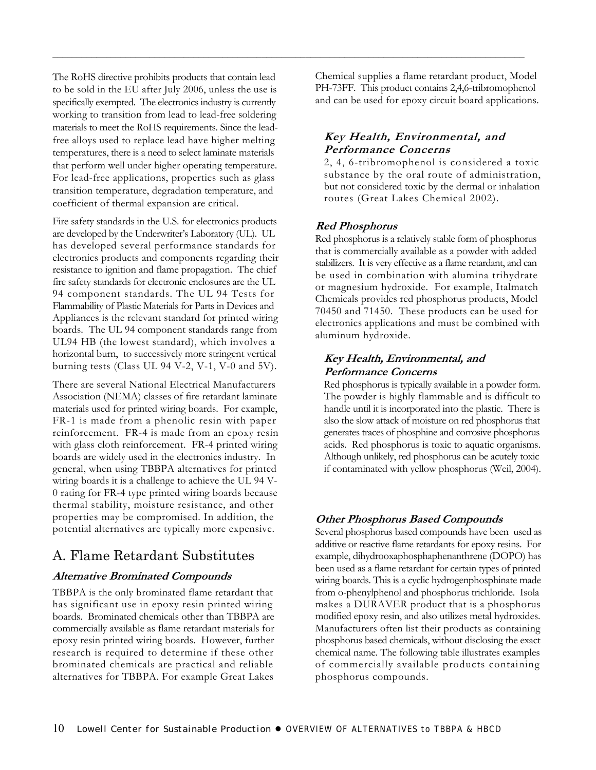The RoHS directive prohibits products that contain lead to be sold in the EU after July 2006, unless the use is specifically exempted. The electronics industry is currently working to transition from lead to lead-free soldering materials to meet the RoHS requirements. Since the lead-free alloys used to replace lead have higher melting temperatures, there is a need to select laminate materials that perform well under higher operating temperature. For lead-free applications, properties such as glass transition temperature, degradation temperature, and coefficient of thermal expansion are critical.

Fire safety standards in the U.S. for electronics products are developed by the Underwriter's Laboratory (UL). UL has developed several performance standards for electronics products and components regarding their resistance to ignition and flame propagation. The chief fire safety standards for electronic enclosures are the UL 94 component standards. The UL 94 Tests for Flammability of Plastic Materials for Parts in Devices and Appliances is the relevant standard for printed wiring boards. The UL 94 component standards range from UL94 HB (the lowest standard), which involves a horizontal burn, to successively more stringent vertical burning tests (Class UL 94 V-2, V-1, V-0 and 5V).

There are several National Electrical Manufacturers Association (NEMA) classes of fire retardant laminate materials used for printed wiring boards. For example, FR-1 is made from a phenolic resin with paper reinforcement. FR-4 is made from an epoxy resin with glass cloth reinforcement. FR-4 printed wiring boards are widely used in the electronics industry. In general, when using TBBPA alternatives for printed wiring boards it is a challenge to achieve the UL 94 V-0 rating for FR-4 type printed wiring boards because thermal stability, moisture resistance, and other properties may be compromised. In addition, the potential alternatives are typically more expensive.

## A. Flame Retardant Substitutes

### *Alternative Brominated Compounds*

TBBPA is the only brominated flame retardant that has significant use in epoxy resin printed wiring boards. Brominated chemicals other than TBBPA are commercially available as flame retardant materials for epoxy resin printed wiring boards. However, further research is required to determine if these other brominated chemicals are practical and reliable alternatives for TBBPA. For example Great Lakes Chemical supplies a flame retardant product, Model PH-73FF. This product contains 2,4,6-tribromophenol and can be used for epoxy circuit board applications.

#### *Key Health, Environmental, and Performance Concerns*

2, 4, 6-tribromophenol is considered a toxic substance by the oral route of administration, but not considered toxic by the dermal or inhalation routes (Great Lakes Chemical 2002).

### *Red Phosphorus*

Red phosphorus is a relatively stable form of phosphorus that is commercially available as a powder with added stabilizers. It is very effective as a flame retardant, and can be used in combination with alumina trihydrate or magnesium hydroxide. For example, Italmatch Chemicals provides red phosphorus products, Model 70450 and 71450. These products can be used for electronics applications and must be combined with aluminum hydroxide.

#### *Key Health, Environmental, and Performance Concerns*

Red phosphorus is typically available in a powder form. The powder is highly flammable and is difficult to handle until it is incorporated into the plastic. There is also the slow attack of moisture on red phosphorus that generates traces of phosphine and corrosive phosphorus acids. Red phosphorus is toxic to aquatic organisms. Although unlikely, red phosphorus can be acutely toxic if contaminated with yellow phosphorus (Weil, 2004).

### *Other Phosphorus Based Compounds*

Several phosphorus based compounds have been used as additive or reactive flame retardants for epoxy resins. For example, dihydrooxaphosphaphenanthrene (DOPO) has been used as a flame retardant for certain types of printed wiring boards. This is a cyclic hydrogenphosphinate made from o-phenylphenol and phosphorus trichloride. Isola makes a DURAVER product that is a phosphorus modified epoxy resin, and also utilizes metal hydroxides. Manufacturers often list their products as containing phosphorus based chemicals, without disclosing the exact chemical name. The following table illustrates examples of commercially available products containing phosphorus compounds.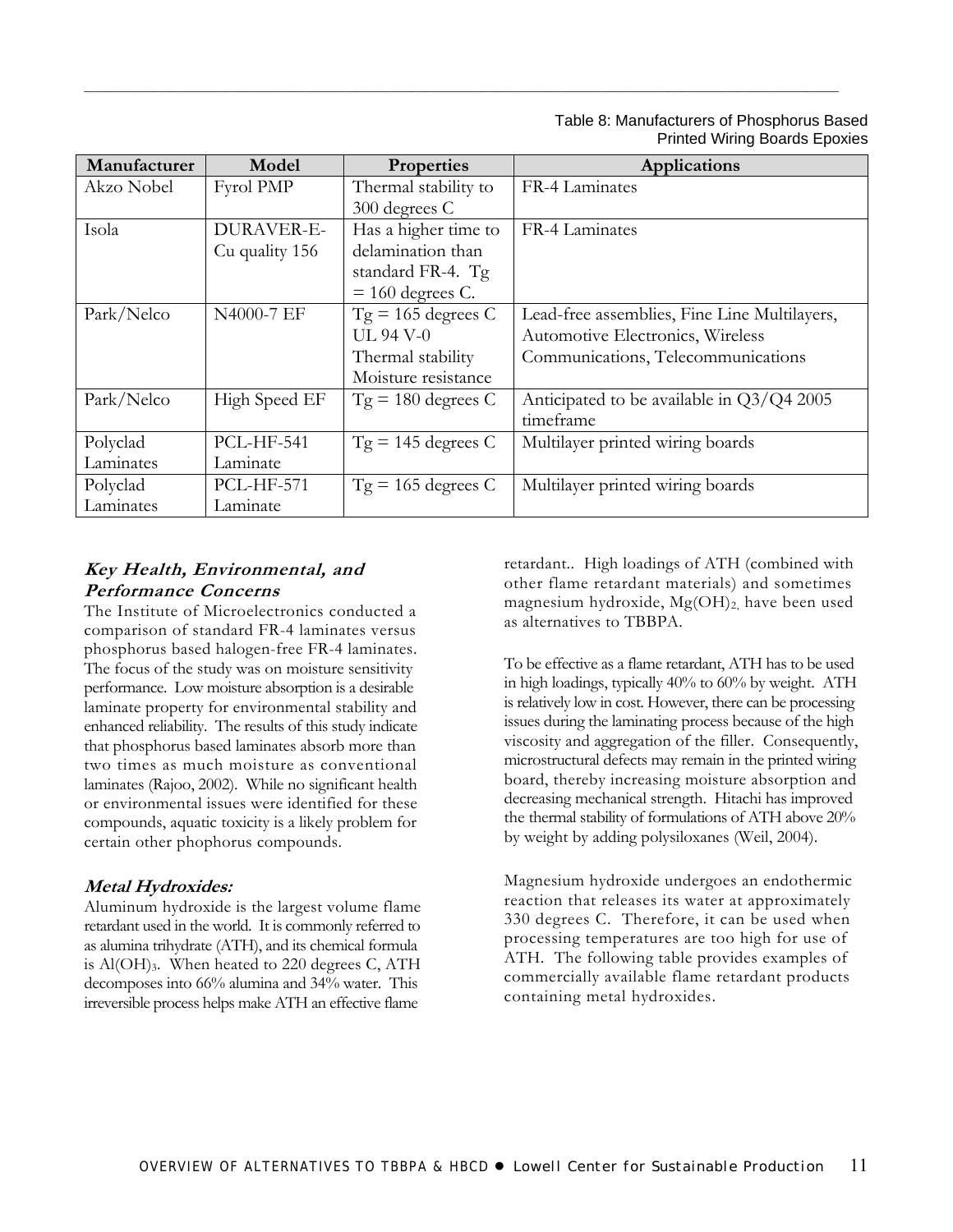Table 8: Manufacturers of Phosphorus Based Printed Wiring Boards Epoxies

| Manufacturer | Model | Properties | Applications |
| --- | --- | --- | --- |
| Akzo Nobel | Fyrol PMP | Thermal stability to 300 degrees C | FR-4 Laminates |
| Isola | DURAVER-E-Cu quality 156 | Has a higher time to delamination than standard FR-4. Tg = 160 degrees C. | FR-4 Laminates |
| Park/Nelco | N4000-7 EF | Tg = 165 degrees C UL 94 V-0 Thermal stability Moisture resistance | Lead-free assemblies, Fine Line Multilayers, Automotive Electronics, Wireless Communications, Telecommunications |
| Park/Nelco | High Speed EF | Tg = 180 degrees C | Anticipated to be available in Q3/Q4 2005 timeframe |
| Polyclad Laminates | PCL-HF-541 Laminate | Tg = 145 degrees C | Multilayer printed wiring boards |
| Polyclad Laminates | PCL-HF-571 Laminate | Tg = 165 degrees C | Multilayer printed wiring boards |

### *Key Health, Environmental, and Performance Concerns*

The Institute of Microelectronics conducted a comparison of standard FR-4 laminates versus phosphorus based halogen-free FR-4 laminates. The focus of the study was on moisture sensitivity performance. Low moisture absorption is a desirable laminate property for environmental stability and enhanced reliability. The results of this study indicate that phosphorus based laminates absorb more than two times as much moisture as conventional laminates (Rajoo, 2002). While no significant health or environmental issues were identified for these compounds, aquatic toxicity is a likely problem for certain other phophorus compounds.

### *Metal Hydroxides:*

Aluminum hydroxide is the largest volume flame retardant used in the world. It is commonly referred to as alumina trihydrate (ATH), and its chemical formula is $Al(OH)_3$. When heated to 220 degrees C, ATH decomposes into 66% alumina and 34% water. This irreversible process helps make ATH an effective flame retardant.. High loadings of ATH (combined with other flame retardant materials) and sometimes magnesium hydroxide, $Mg(OH)_2$, have been used as alternatives to TBBPA.

To be effective as a flame retardant, ATH has to be used in high loadings, typically 40% to 60% by weight. ATH is relatively low in cost. However, there can be processing issues during the laminating process because of the high viscosity and aggregation of the filler. Consequently, microstructural defects may remain in the printed wiring board, thereby increasing moisture absorption and decreasing mechanical strength. Hitachi has improved the thermal stability of formulations of ATH above 20% by weight by adding polysiloxanes (Weil, 2004).

Magnesium hydroxide undergoes an endothermic reaction that releases its water at approximately 330 degrees C. Therefore, it can be used when processing temperatures are too high for use of ATH. The following table provides examples of commercially available flame retardant products containing metal hydroxides.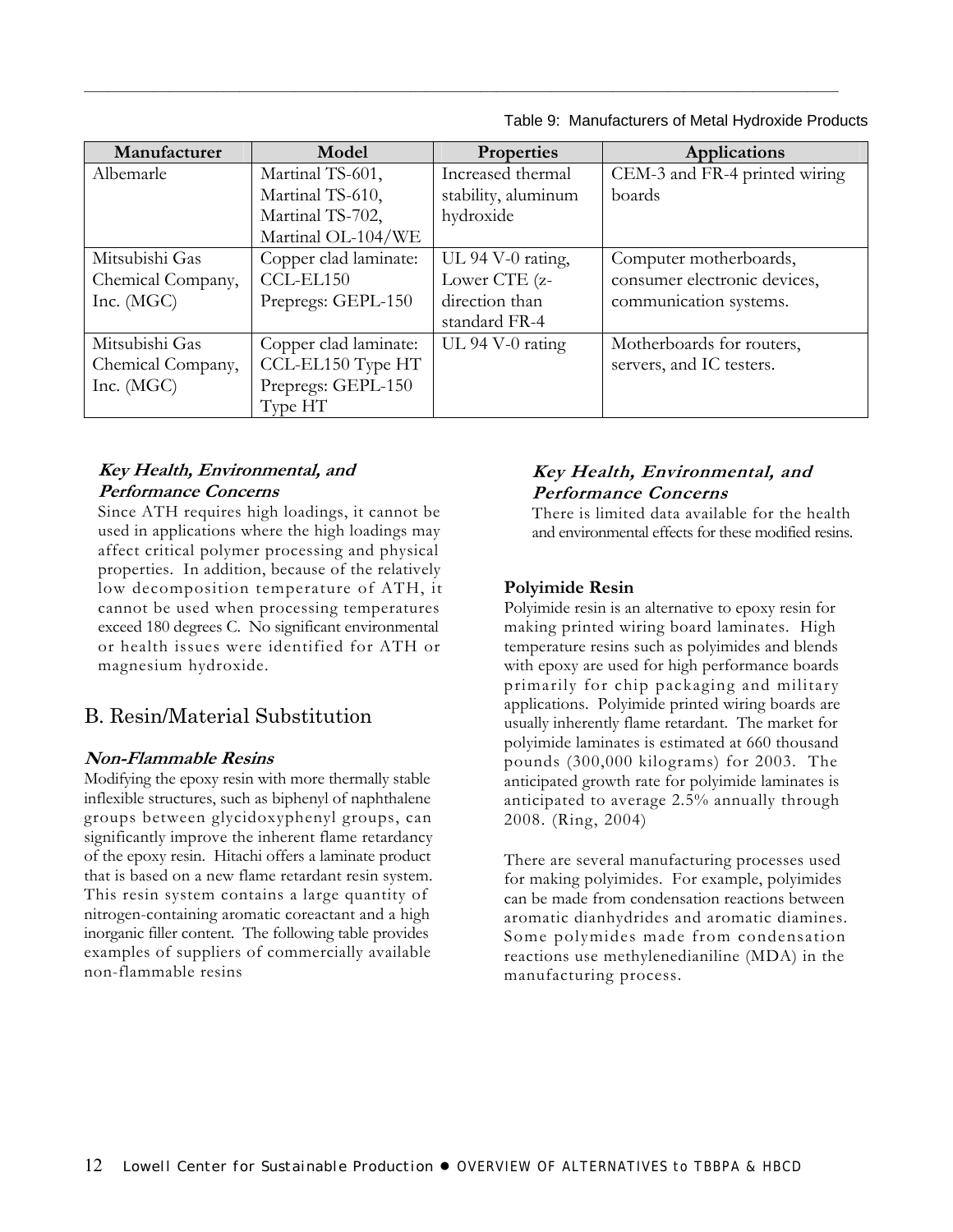Table 9: Manufacturers of Metal Hydroxide Products

| Manufacturer | Model | Properties | Applications |
| --- | --- | --- | --- |
| Albemarle | Martinal TS-601, Martinal TS-610, Martinal TS-702, Martinal OL-104/WE | Increased thermal stability, aluminum hydroxide | CEM-3 and FR-4 printed wiring boards |
| Mitsubishi Gas Chemical Company, Inc. (MGC) | Copper clad laminate: CCL-EL150 Prepregs: GEPL-150 | UL 94 V-0 rating, Lower CTE (z-direction than standard FR-4 | Computer motherboards, consumer electronic devices, communication systems. |
| Mitsubishi Gas Chemical Company, Inc. (MGC) | Copper clad laminate: CCL-EL150 Type HT Prepregs: GEPL-150 Type HT | UL 94 V-0 rating | Motherboards for routers, servers, and IC testers. |

#### *Key Health, Environmental, and Performance Concerns*

Since ATH requires high loadings, it cannot be used in applications where the high loadings may affect critical polymer processing and physical properties. In addition, because of the relatively low decomposition temperature of ATH, it cannot be used when processing temperatures exceed 180 degrees C. No significant environmental or health issues were identified for ATH or magnesium hydroxide.

## B. Resin/Material Substitution

#### *Non-Flammable Resins*

Modifying the epoxy resin with more thermally stable inflexible structures, such as biphenyl of naphthalene groups between glycidoxyphenyl groups, can significantly improve the inherent flame retardancy of the epoxy resin. Hitachi offers a laminate product that is based on a new flame retardant resin system. This resin system contains a large quantity of nitrogen-containing aromatic coreactant and a high inorganic filler content. The following table provides examples of suppliers of commercially available non-flammable resins

#### *Key Health, Environmental, and Performance Concerns*

There is limited data available for the health and environmental effects for these modified resins.

#### Polyimide Resin

Polyimide resin is an alternative to epoxy resin for making printed wiring board laminates. High temperature resins such as polyimides and blends with epoxy are used for high performance boards primarily for chip packaging and military applications. Polyimide printed wiring boards are usually inherently flame retardant. The market for polyimide laminates is estimated at 660 thousand pounds (300,000 kilograms) for 2003. The anticipated growth rate for polyimide laminates is anticipated to average 2.5% annually through 2008. (Ring, 2004)

There are several manufacturing processes used for making polyimides. For example, polyimides can be made from condensation reactions between aromatic dianhydrides and aromatic diamines. Some polymides made from condensation reactions use methylenedianiline (MDA) in the manufacturing process.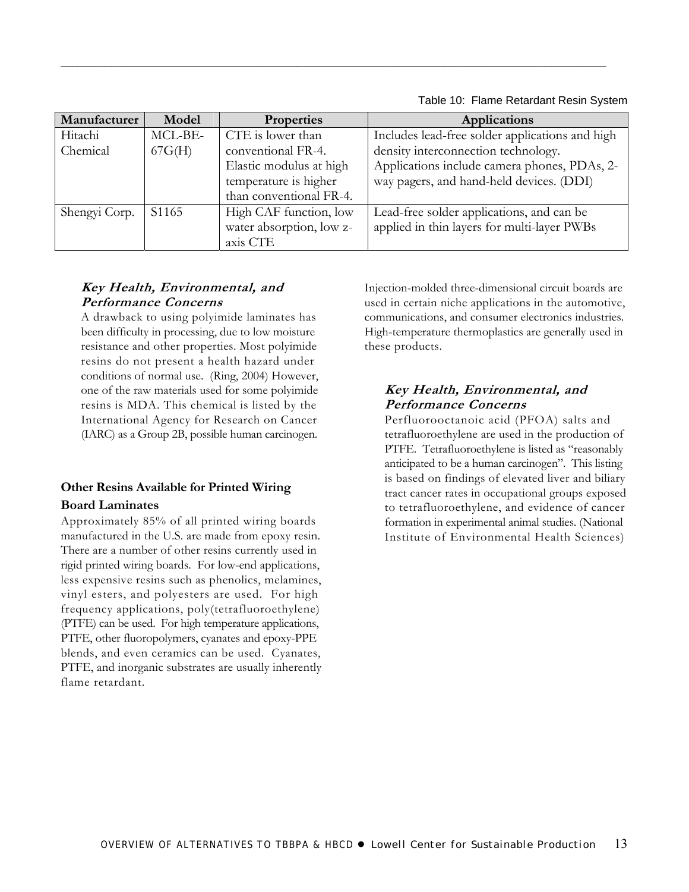Table 10: Flame Retardant Resin System

| Manufacturer | Model | Properties | Applications |
| --- | --- | --- | --- |
| Hitachi Chemical | MCL-BE-67G(H) | CTE is lower than conventional FR-4. Elastic modulus at high temperature is higher than conventional FR-4. | Includes lead-free solder applications and high density interconnection technology. Applications include camera phones, PDAs, 2-way pagers, and hand-held devices. (DDI) |
| Shengyi Corp. | S1165 | High CAF function, low water absorption, low z-axis CTE | Lead-free solder applications, and can be applied in thin layers for multi-layer PWBs |

#### *Key Health, Environmental, and Performance Concerns*

A drawback to using polyimide laminates has been difficulty in processing, due to low moisture resistance and other properties. Most polyimide resins do not present a health hazard under conditions of normal use. (Ring, 2004) However, one of the raw materials used for some polyimide resins is MDA. This chemical is listed by the International Agency for Research on Cancer (IARC) as a Group 2B, possible human carcinogen.

### Other Resins Available for Printed Wiring Board Laminates

Approximately 85% of all printed wiring boards manufactured in the U.S. are made from epoxy resin. There are a number of other resins currently used in rigid printed wiring boards. For low-end applications, less expensive resins such as phenolics, melamines, vinyl esters, and polyesters are used. For high frequency applications, poly(tetrafluoroethylene) (PTFE) can be used. For high temperature applications, PTFE, other fluoropolymers, cyanates and epoxy-PPE blends, and even ceramics can be used. Cyanates, PTFE, and inorganic substrates are usually inherently flame retardant.

Injection-molded three-dimensional circuit boards are used in certain niche applications in the automotive, communications, and consumer electronics industries. High-temperature thermoplastics are generally used in these products.

#### *Key Health, Environmental, and Performance Concerns*

Perfluorooctanoic acid (PFOA) salts and tetrafluoroethylene are used in the production of PTFE. Tetrafluoroethylene is listed as "reasonably anticipated to be a human carcinogen". This listing is based on findings of elevated liver and biliary tract cancer rates in occupational groups exposed to tetrafluoroethylene, and evidence of cancer formation in experimental animal studies. (National Institute of Environmental Health Sciences)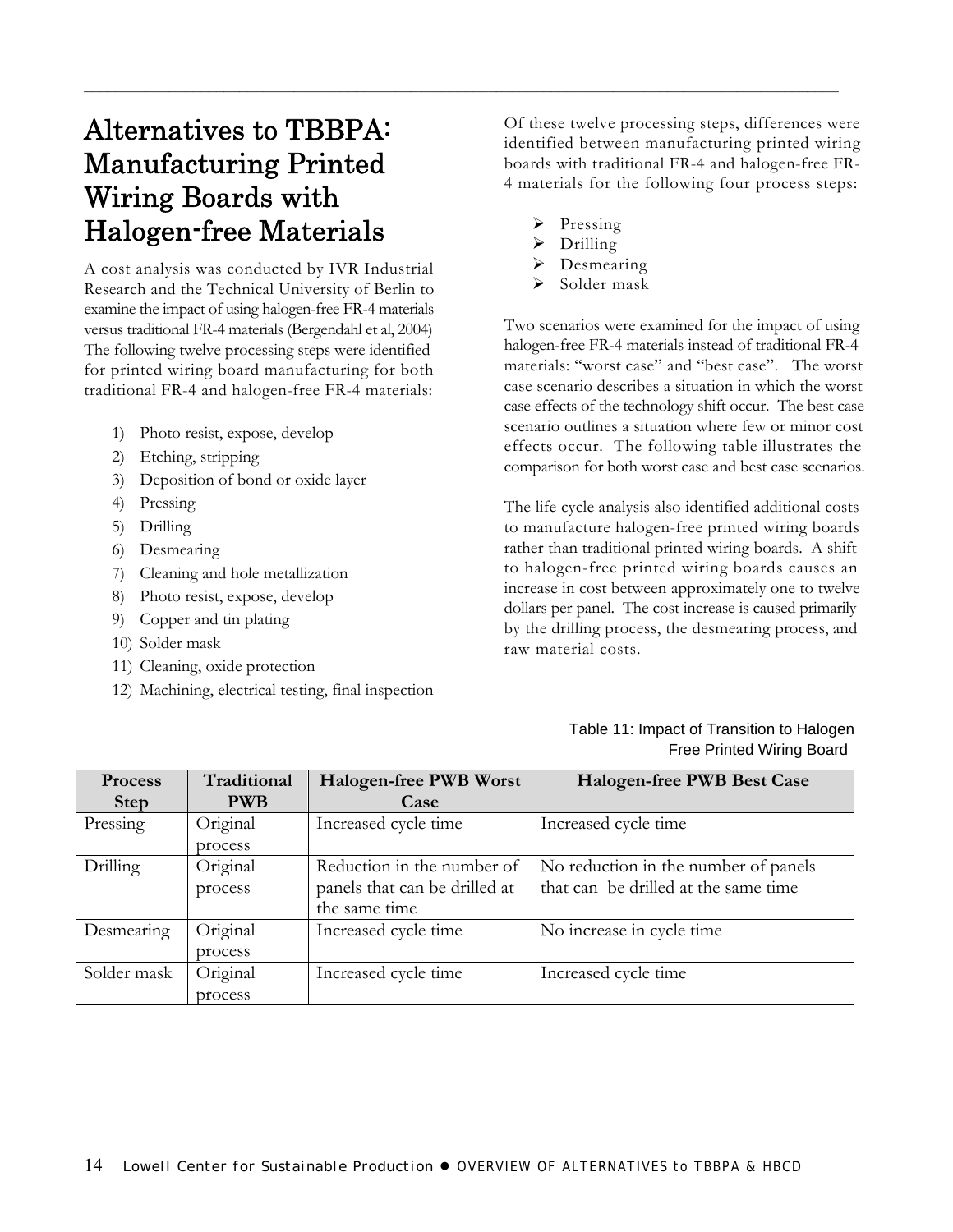# Alternatives to TBBPA: Manufacturing Printed Wiring Boards with Halogen-free Materials

A cost analysis was conducted by IVR Industrial Research and the Technical University of Berlin to examine the impact of using halogen-free FR-4 materials versus traditional FR-4 materials (Bergendahl et al, 2004) The following twelve processing steps were identified for printed wiring board manufacturing for both traditional FR-4 and halogen-free FR-4 materials:

1) Photo resist, expose, develop
2) Etching, stripping
3) Deposition of bond or oxide layer
4) Pressing
5) Drilling
6) Desmearing
7) Cleaning and hole metallization
8) Photo resist, expose, develop
9) Copper and tin plating
10) Solder mask
11) Cleaning, oxide protection
12) Machining, electrical testing, final inspection

Of these twelve processing steps, differences were identified between manufacturing printed wiring boards with traditional FR-4 and halogen-free FR-4 materials for the following four process steps:

- Pressing
- Drilling
- Desmearing
- Solder mask

Two scenarios were examined for the impact of using halogen-free FR-4 materials instead of traditional FR-4 materials: "worst case" and "best case". The worst case scenario describes a situation in which the worst case effects of the technology shift occur. The best case scenario outlines a situation where few or minor cost effects occur. The following table illustrates the comparison for both worst case and best case scenarios.

The life cycle analysis also identified additional costs to manufacture halogen-free printed wiring boards rather than traditional printed wiring boards. A shift to halogen-free printed wiring boards causes an increase in cost between approximately one to twelve dollars per panel. The cost increase is caused primarily by the drilling process, the desmearing process, and raw material costs.

Table 11: Impact of Transition to Halogen Free Printed Wiring Board

| Process Step | Traditional PWB | Halogen-free PWB Worst Case | Halogen-free PWB Best Case |
|---|---|---|---|
| Pressing | Original process | Increased cycle time | Increased cycle time |
| Drilling | Original process | Reduction in the number of panels that can be drilled at the same time | No reduction in the number of panels that can be drilled at the same time |
| Desmearing | Original process | Increased cycle time | No increase in cycle time |
| Solder mask | Original process | Increased cycle time | Increased cycle time |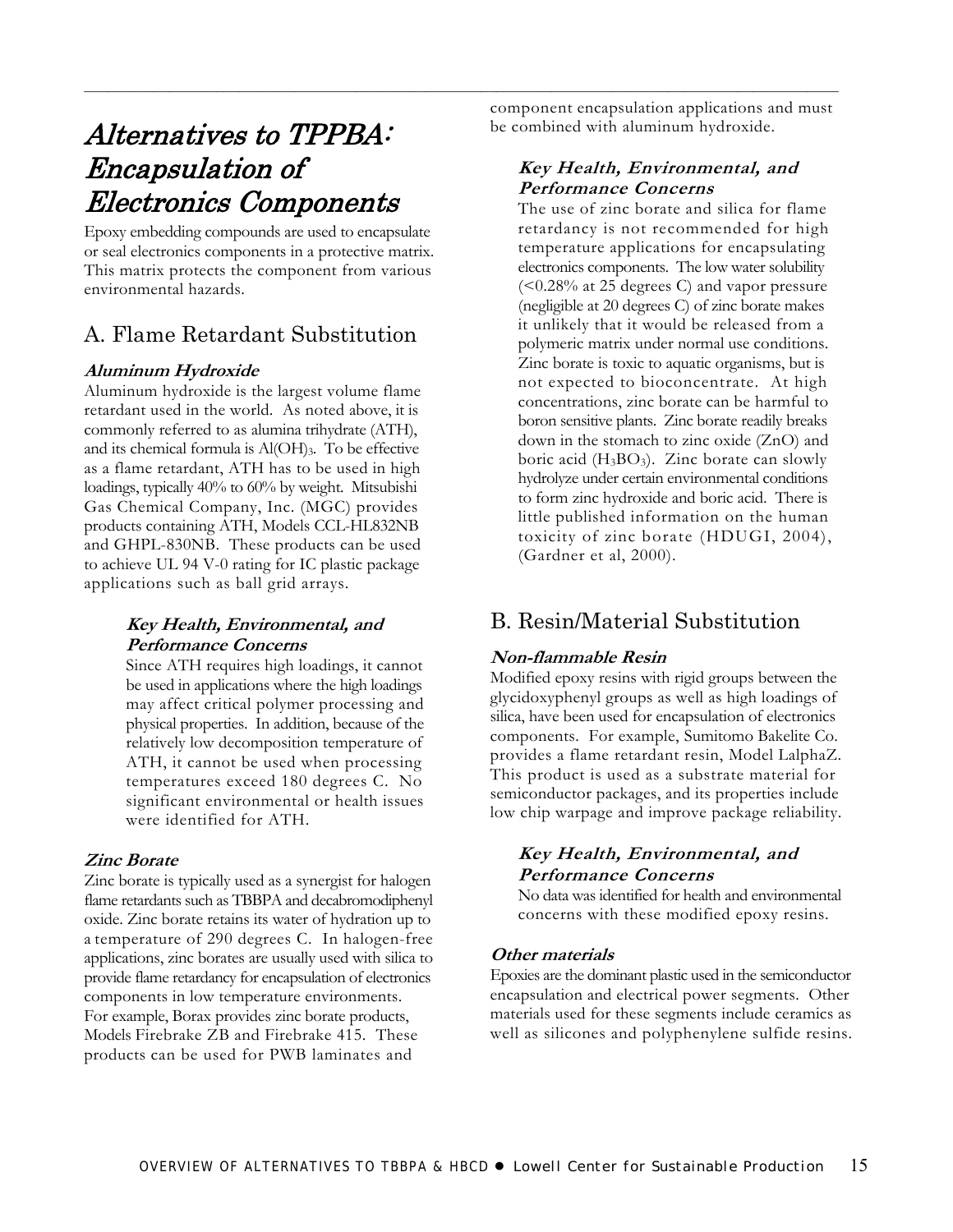# Alternatives to TPPBA: Encapsulation of Electronics Components

Epoxy embedding compounds are used to encapsulate or seal electronics components in a protective matrix. This matrix protects the component from various environmental hazards.

## A. Flame Retardant Substitution

### *Aluminum Hydroxide*

Aluminum hydroxide is the largest volume flame retardant used in the world. As noted above, it is commonly referred to as alumina trihydrate (ATH), and its chemical formula is $Al(OH)_3$. To be effective as a flame retardant, ATH has to be used in high loadings, typically 40% to 60% by weight. Mitsubishi Gas Chemical Company, Inc. (MGC) provides products containing ATH, Models CCL-HL832NB and GHPL-830NB. These products can be used to achieve UL 94 V-0 rating for IC plastic package applications such as ball grid arrays.

#### *Key Health, Environmental, and Performance Concerns*

Since ATH requires high loadings, it cannot be used in applications where the high loadings may affect critical polymer processing and physical properties. In addition, because of the relatively low decomposition temperature of ATH, it cannot be used when processing temperatures exceed 180 degrees C. No significant environmental or health issues were identified for ATH.

### *Zinc Borate*

Zinc borate is typically used as a synergist for halogen flame retardants such as TBBPA and decabromodiphenyl oxide. Zinc borate retains its water of hydration up to a temperature of 290 degrees C. In halogen-free applications, zinc borates are usually used with silica to provide flame retardancy for encapsulation of electronics components in low temperature environments. For example, Borax provides zinc borate products, Models Firebrake ZB and Firebrake 415. These products can be used for PWB laminates and component encapsulation applications and must be combined with aluminum hydroxide.

#### *Key Health, Environmental, and Performance Concerns*

The use of zinc borate and silica for flame retardancy is not recommended for high temperature applications for encapsulating electronics components. The low water solubility (<0.28% at 25 degrees C) and vapor pressure (negligible at 20 degrees C) of zinc borate makes it unlikely that it would be released from a polymeric matrix under normal use conditions. Zinc borate is toxic to aquatic organisms, but is not expected to bioconcentrate. At high concentrations, zinc borate can be harmful to boron sensitive plants. Zinc borate readily breaks down in the stomach to zinc oxide (ZnO) and boric acid ($H_3BO_3$). Zinc borate can slowly hydrolyze under certain environmental conditions to form zinc hydroxide and boric acid. There is little published information on the human toxicity of zinc borate (HDUGI, 2004), (Gardner et al, 2000).

## B. Resin/Material Substitution

### *Non-flammable Resin*

Modified epoxy resins with rigid groups between the glycidoxyphenyl groups as well as high loadings of silica, have been used for encapsulation of electronics components. For example, Sumitomo Bakelite Co. provides a flame retardant resin, Model LalphaZ. This product is used as a substrate material for semiconductor packages, and its properties include low chip warpage and improve package reliability.

#### *Key Health, Environmental, and Performance Concerns*

No data was identified for health and environmental concerns with these modified epoxy resins.

### *Other materials*

Epoxies are the dominant plastic used in the semiconductor encapsulation and electrical power segments. Other materials used for these segments include ceramics as well as silicones and polyphenylene sulfide resins.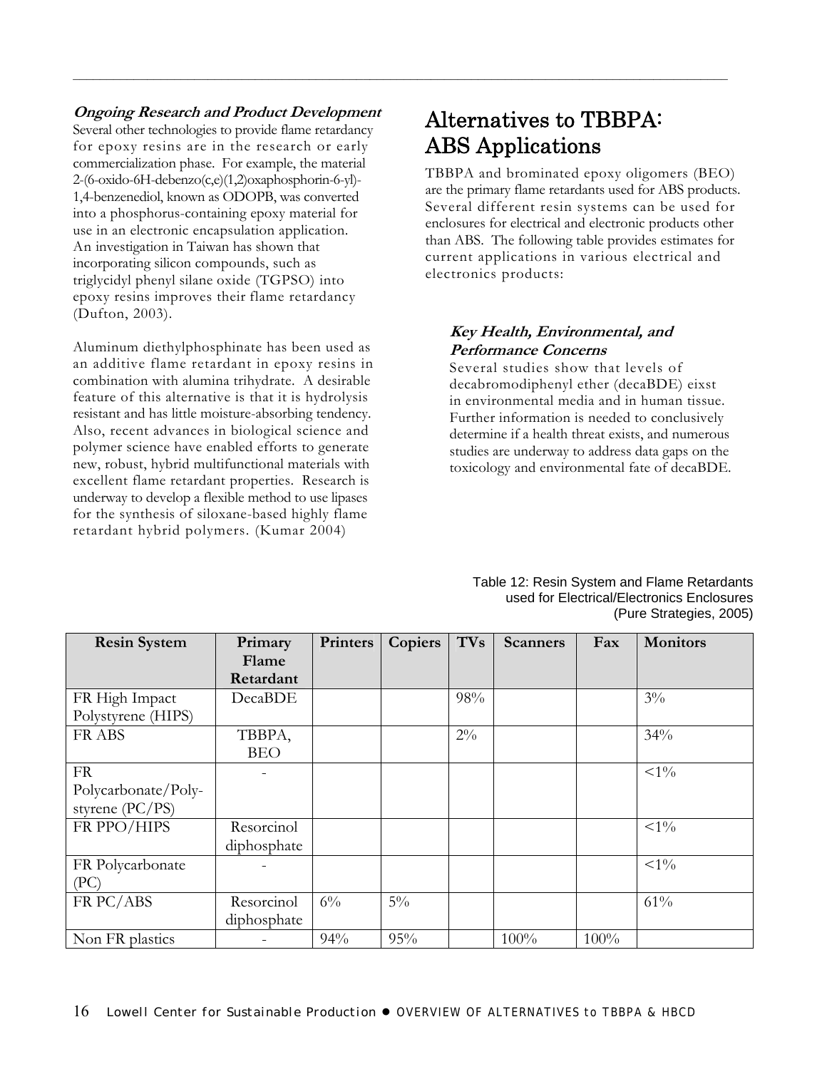***Ongoing Research and Product Development***

Several other technologies to provide flame retardancy for epoxy resins are in the research or early commercialization phase. For example, the material 2-(6-oxido-6H-debenzo(c,e)(1,2)oxaphosphorin-6-yl)-1,4-benzenediol, known as ODOPB, was converted into a phosphorus-containing epoxy material for use in an electronic encapsulation application. An investigation in Taiwan has shown that incorporating silicon compounds, such as triglycidyl phenyl silane oxide (TGPSO) into epoxy resins improves their flame retardancy (Dufton, 2003).

Aluminum diethylphosphinate has been used as an additive flame retardant in epoxy resins in combination with alumina trihydrate. A desirable feature of this alternative is that it is hydrolysis resistant and has little moisture-absorbing tendency. Also, recent advances in biological science and polymer science have enabled efforts to generate new, robust, hybrid multifunctional materials with excellent flame retardant properties. Research is underway to develop a flexible method to use lipases for the synthesis of siloxane-based highly flame retardant hybrid polymers. (Kumar 2004)

# Alternatives to TBBPA: ABS Applications

TBBPA and brominated epoxy oligomers (BEO) are the primary flame retardants used for ABS products. Several different resin systems can be used for enclosures for electrical and electronic products other than ABS. The following table provides estimates for current applications in various electrical and electronics products:

***Key Health, Environmental, and Performance Concerns***

Several studies show that levels of decabromodiphenyl ether (decaBDE) eixst in environmental media and in human tissue. Further information is needed to conclusively determine if a health threat exists, and numerous studies are underway to address data gaps on the toxicology and environmental fate of decaBDE.

Table 12: Resin System and Flame Retardants used for Electrical/Electronics Enclosures (Pure Strategies, 2005)

| Resin System | Primary Flame Retardant | Printers | Copiers | TVs | Scanners | Fax | Monitors |
|---|---|---|---|---|---|---|---|
| FR High Impact Polystyrene (HIPS) | DecaBDE | | | 98% | | | 3% |
| FR ABS | TBBPA, BEO | | | 2% | | | 34% |
| FR Polycarbonate/Poly-styrene (PC/PS) | - | | | | | | <1% |
| FR PPO/HIPS | Resorcinol diphosphate | | | | | | <1% |
| FR Polycarbonate (PC) | - | | | | | | <1% |
| FR PC/ABS | Resorcinol diphosphate | 6% | 5% | | | | 61% |
| Non FR plastics | - | 94% | 95% | | 100% | 100% | |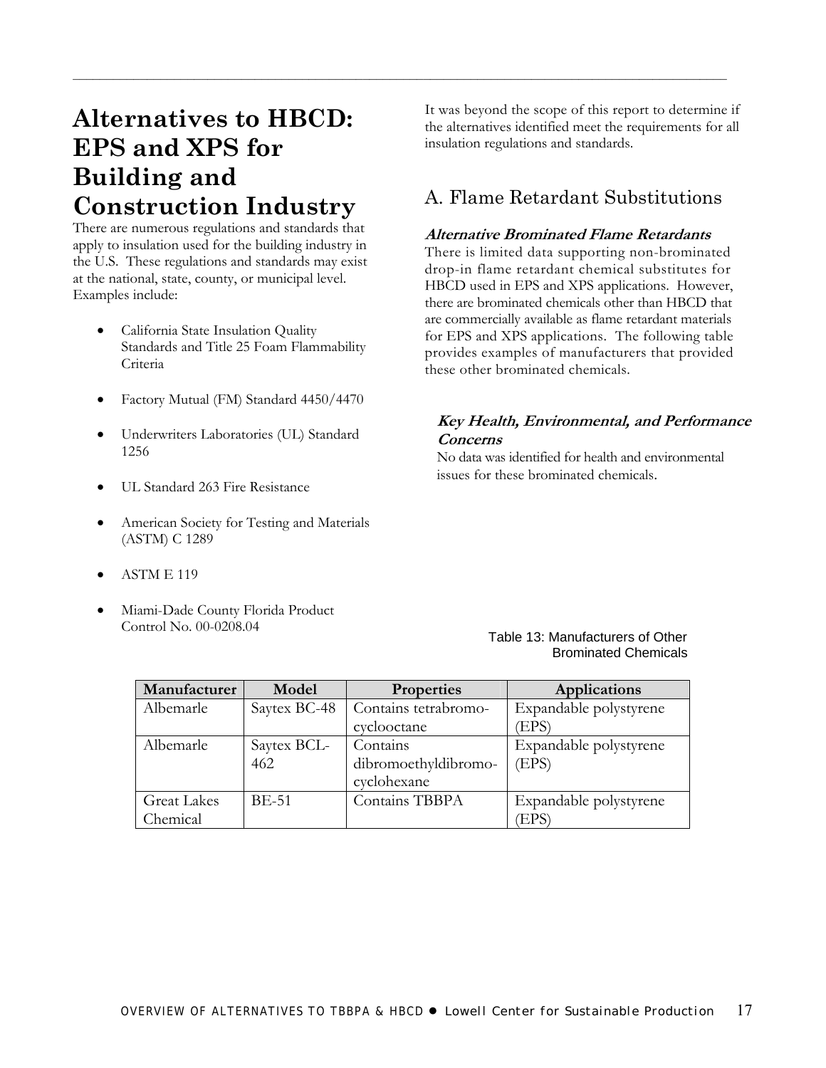# Alternatives to HBCD: EPS and XPS for Building and Construction Industry

There are numerous regulations and standards that apply to insulation used for the building industry in the U.S. These regulations and standards may exist at the national, state, county, or municipal level. Examples include:

- California State Insulation Quality Standards and Title 25 Foam Flammability Criteria
- Factory Mutual (FM) Standard 4450/4470
- Underwriters Laboratories (UL) Standard 1256
- UL Standard 263 Fire Resistance
- American Society for Testing and Materials (ASTM) C 1289
- ASTM E 119
- Miami-Dade County Florida Product Control No. 00-0208.04

It was beyond the scope of this report to determine if the alternatives identified meet the requirements for all insulation regulations and standards.

## A. Flame Retardant Substitutions

### *Alternative Brominated Flame Retardants*

There is limited data supporting non-brominated drop-in flame retardant chemical substitutes for HBCD used in EPS and XPS applications. However, there are brominated chemicals other than HBCD that are commercially available as flame retardant materials for EPS and XPS applications. The following table provides examples of manufacturers that provided these other brominated chemicals.

#### *Key Health, Environmental, and Performance Concerns*

No data was identified for health and environmental issues for these brominated chemicals.

Table 13: Manufacturers of Other Brominated Chemicals

| Manufacturer | Model | Properties | Applications |
|---|---|---|---|
| Albemarle | Saytex BC-48 | Contains tetrabromo-cyclooctane | Expandable polystyrene (EPS) |
| Albemarle | Saytex BCL-462 | Contains dibromoethyldibromo-cyclohexane | Expandable polystyrene (EPS) |
| Great Lakes Chemical | BE-51 | Contains TBBPA | Expandable polystyrene (EPS) |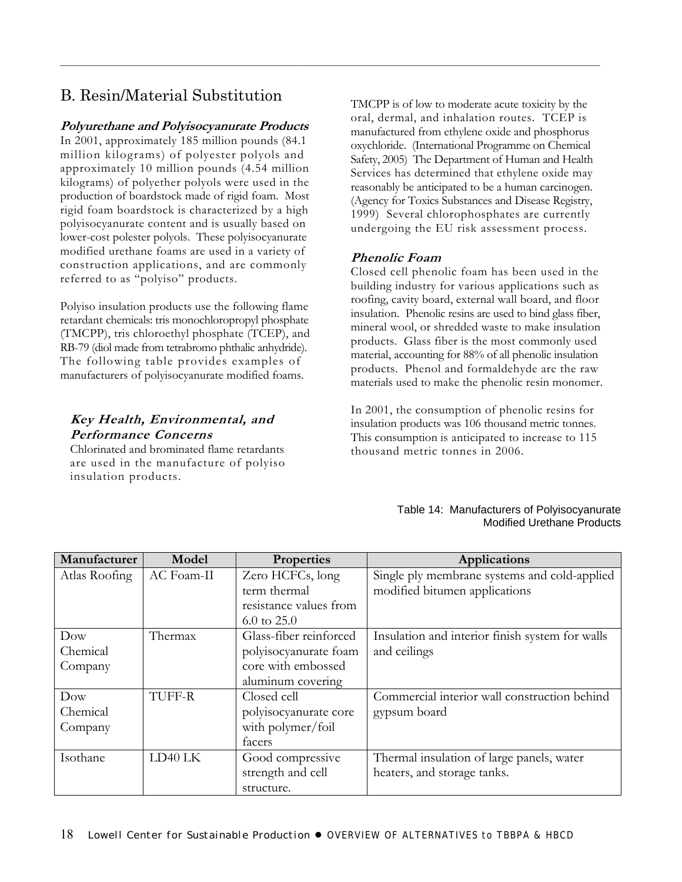## B. Resin/Material Substitution

### *Polyurethane and Polyisocyanurate Products*

In 2001, approximately 185 million pounds (84.1 million kilograms) of polyester polyols and approximately 10 million pounds (4.54 million kilograms) of polyether polyols were used in the production of boardstock made of rigid foam. Most rigid foam boardstock is characterized by a high polyisocyanurate content and is usually based on lower-cost polester polyols. These polyisocyanurate modified urethane foams are used in a variety of construction applications, and are commonly referred to as "polyiso" products.

Polyiso insulation products use the following flame retardant chemicals: tris monochloropropyl phosphate (TMCPP), tris chloroethyl phosphate (TCEP), and RB-79 (diol made from tetrabromo phthalic anhydride). The following table provides examples of manufacturers of polyisocyanurate modified foams.

#### *Key Health, Environmental, and Performance Concerns*

Chlorinated and brominated flame retardants are used in the manufacture of polyiso insulation products.

TMCPP is of low to moderate acute toxicity by the oral, dermal, and inhalation routes. TCEP is manufactured from ethylene oxide and phosphorus oxychloride. (International Programme on Chemical Safety, 2005) The Department of Human and Health Services has determined that ethylene oxide may reasonably be anticipated to be a human carcinogen. (Agency for Toxics Substances and Disease Registry, 1999) Several chlorophosphates are currently undergoing the EU risk assessment process.

### *Phenolic Foam*

Closed cell phenolic foam has been used in the building industry for various applications such as roofing, cavity board, external wall board, and floor insulation. Phenolic resins are used to bind glass fiber, mineral wool, or shredded waste to make insulation products. Glass fiber is the most commonly used material, accounting for 88% of all phenolic insulation products. Phenol and formaldehyde are the raw materials used to make the phenolic resin monomer.

In 2001, the consumption of phenolic resins for insulation products was 106 thousand metric tonnes. This consumption is anticipated to increase to 115 thousand metric tonnes in 2006.

Table 14: Manufacturers of Polyisocyanurate Modified Urethane Products

| Manufacturer | Model | Properties | Applications |
|---|---|---|---|
| Atlas Roofing | AC Foam-II | Zero HCFCs, long term thermal resistance values from 6.0 to 25.0 | Single ply membrane systems and cold-applied modified bitumen applications |
| Dow Chemical Company | Thermax | Glass-fiber reinforced polyisocyanurate foam core with embossed aluminum covering | Insulation and interior finish system for walls and ceilings |
| Dow Chemical Company | TUFF-R | Closed cell polyisocyanurate core with polymer/foil facers | Commercial interior wall construction behind gypsum board |
| Isothane | LD40 LK | Good compressive strength and cell structure. | Thermal insulation of large panels, water heaters, and storage tanks. |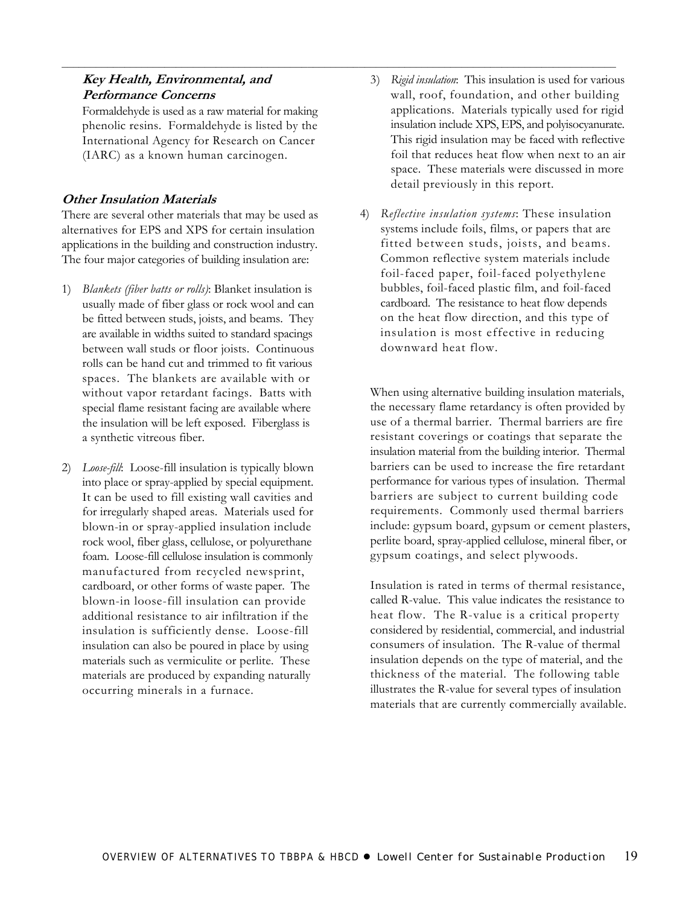### *Key Health, Environmental, and Performance Concerns*

Formaldehyde is used as a raw material for making phenolic resins. Formaldehyde is listed by the International Agency for Research on Cancer (IARC) as a known human carcinogen.

### *Other Insulation Materials*

There are several other materials that may be used as alternatives for EPS and XPS for certain insulation applications in the building and construction industry. The four major categories of building insulation are:

1) *Blankets (fiber batts or rolls)*: Blanket insulation is usually made of fiber glass or rock wool and can be fitted between studs, joists, and beams. They are available in widths suited to standard spacings between wall studs or floor joists. Continuous rolls can be hand cut and trimmed to fit various spaces. The blankets are available with or without vapor retardant facings. Batts with special flame resistant facing are available where the insulation will be left exposed. Fiberglass is a synthetic vitreous fiber.

2) *Loose-fill*: Loose-fill insulation is typically blown into place or spray-applied by special equipment. It can be used to fill existing wall cavities and for irregularly shaped areas. Materials used for blown-in or spray-applied insulation include rock wool, fiber glass, cellulose, or polyurethane foam. Loose-fill cellulose insulation is commonly manufactured from recycled newsprint, cardboard, or other forms of waste paper. The blown-in loose-fill insulation can provide additional resistance to air infiltration if the insulation is sufficiently dense. Loose-fill insulation can also be poured in place by using materials such as vermiculite or perlite. These materials are produced by expanding naturally occurring minerals in a furnace.

3) *Rigid insulation*: This insulation is used for various wall, roof, foundation, and other building applications. Materials typically used for rigid insulation include XPS, EPS, and polyisocyanurate. This rigid insulation may be faced with reflective foil that reduces heat flow when next to an air space. These materials were discussed in more detail previously in this report.

4) *Reflective insulation systems*: These insulation systems include foils, films, or papers that are fitted between studs, joists, and beams. Common reflective system materials include foil-faced paper, foil-faced polyethylene bubbles, foil-faced plastic film, and foil-faced cardboard. The resistance to heat flow depends on the heat flow direction, and this type of insulation is most effective in reducing downward heat flow.

When using alternative building insulation materials, the necessary flame retardancy is often provided by use of a thermal barrier. Thermal barriers are fire resistant coverings or coatings that separate the insulation material from the building interior. Thermal barriers can be used to increase the fire retardant performance for various types of insulation. Thermal barriers are subject to current building code requirements. Commonly used thermal barriers include: gypsum board, gypsum or cement plasters, perlite board, spray-applied cellulose, mineral fiber, or gypsum coatings, and select plywoods.

Insulation is rated in terms of thermal resistance, called R-value. This value indicates the resistance to heat flow. The R-value is a critical property considered by residential, commercial, and industrial consumers of insulation. The R-value of thermal insulation depends on the type of material, and the thickness of the material. The following table illustrates the R-value for several types of insulation materials that are currently commercially available.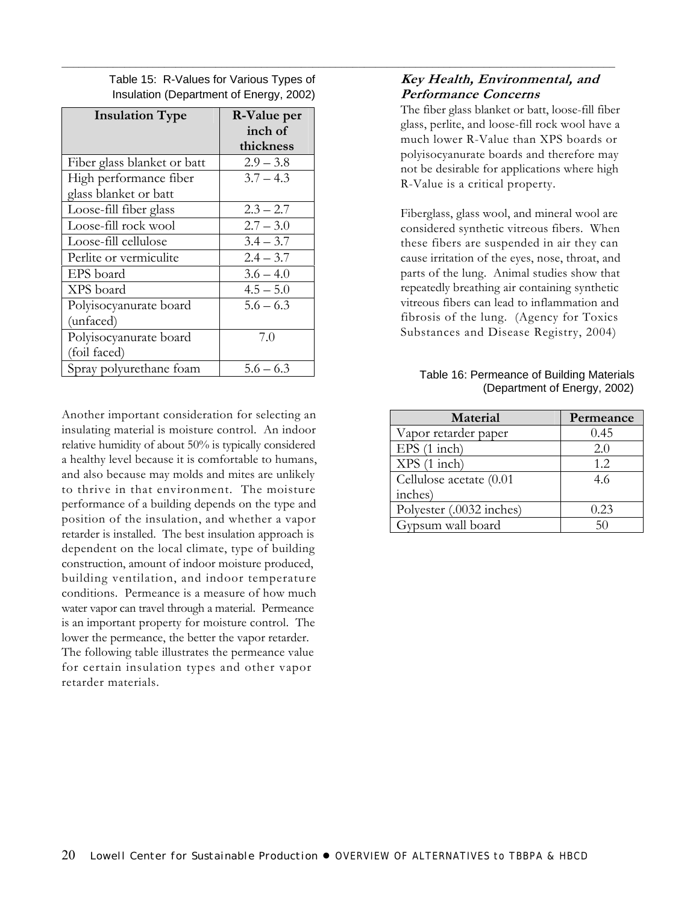Table 15: R-Values for Various Types of Insulation (Department of Energy, 2002)

| Insulation Type | R-Value per inch of thickness |
| --- | --- |
| Fiber glass blanket or batt | 2.9 – 3.8 |
| High performance fiber glass blanket or batt | 3.7 – 4.3 |
| Loose-fill fiber glass | 2.3 – 2.7 |
| Loose-fill rock wool | 2.7 – 3.0 |
| Loose-fill cellulose | 3.4 – 3.7 |
| Perlite or vermiculite | 2.4 – 3.7 |
| EPS board | 3.6 – 4.0 |
| XPS board | 4.5 – 5.0 |
| Polyisocyanurate board (unfaced) | 5.6 – 6.3 |
| Polyisocyanurate board (foil faced) | 7.0 |
| Spray polyurethane foam | 5.6 – 6.3 |

Another important consideration for selecting an insulating material is moisture control. An indoor relative humidity of about 50% is typically considered a healthy level because it is comfortable to humans, and also because may molds and mites are unlikely to thrive in that environment. The moisture performance of a building depends on the type and position of the insulation, and whether a vapor retarder is installed. The best insulation approach is dependent on the local climate, type of building construction, amount of indoor moisture produced, building ventilation, and indoor temperature conditions. Permeance is a measure of how much water vapor can travel through a material. Permeance is an important property for moisture control. The lower the permeance, the better the vapor retarder. The following table illustrates the permeance value for certain insulation types and other vapor retarder materials.

### *Key Health, Environmental, and Performance Concerns*

The fiber glass blanket or batt, loose-fill fiber glass, perlite, and loose-fill rock wool have a much lower R-Value than XPS boards or polyisocyanurate boards and therefore may not be desirable for applications where high R-Value is a critical property.

Fiberglass, glass wool, and mineral wool are considered synthetic vitreous fibers. When these fibers are suspended in air they can cause irritation of the eyes, nose, throat, and parts of the lung. Animal studies show that repeatedly breathing air containing synthetic vitreous fibers can lead to inflammation and fibrosis of the lung. (Agency for Toxics Substances and Disease Registry, 2004)

Table 16: Permeance of Building Materials (Department of Energy, 2002)

| Material | Permeance |
| --- | --- |
| Vapor retarder paper | 0.45 |
| EPS (1 inch) | 2.0 |
| XPS (1 inch) | 1.2 |
| Cellulose acetate (0.01 inches) | 4.6 |
| Polyester (.0032 inches) | 0.23 |
| Gypsum wall board | 50 |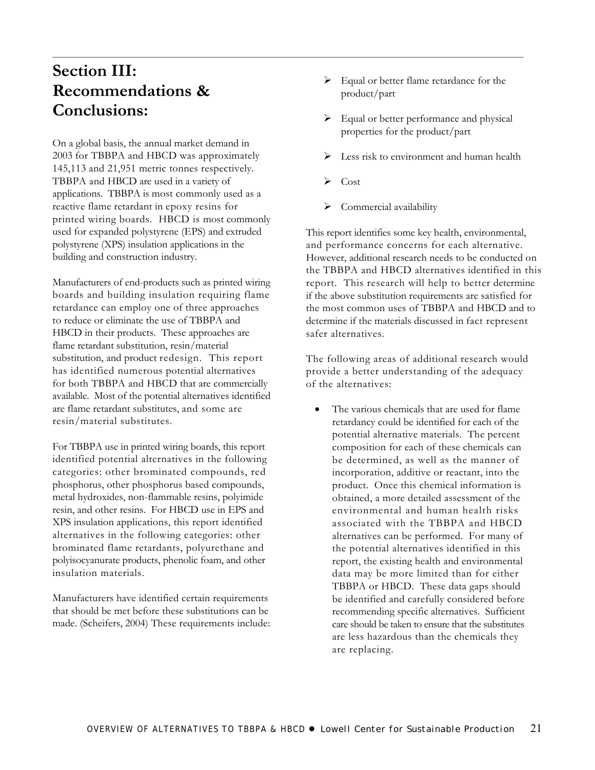# Section III: Recommendations & Conclusions:

On a global basis, the annual market demand in 2003 for TBBPA and HBCD was approximately 145,113 and 21,951 metric tonnes respectively. TBBPA and HBCD are used in a variety of applications. TBBPA is most commonly used as a reactive flame retardant in epoxy resins for printed wiring boards. HBCD is most commonly used for expanded polystyrene (EPS) and extruded polystyrene (XPS) insulation applications in the building and construction industry.

Manufacturers of end-products such as printed wiring boards and building insulation requiring flame retardance can employ one of three approaches to reduce or eliminate the use of TBBPA and HBCD in their products. These approaches are flame retardant substitution, resin/material substitution, and product redesign. This report has identified numerous potential alternatives for both TBBPA and HBCD that are commercially available. Most of the potential alternatives identified are flame retardant substitutes, and some are resin/material substitutes.

For TBBPA use in printed wiring boards, this report identified potential alternatives in the following categories: other brominated compounds, red phosphorus, other phosphorus based compounds, metal hydroxides, non-flammable resins, polyimide resin, and other resins. For HBCD use in EPS and XPS insulation applications, this report identified alternatives in the following categories: other brominated flame retardants, polyurethane and polyisocyanurate products, phenolic foam, and other insulation materials.

Manufacturers have identified certain requirements that should be met before these substitutions can be made. (Scheifers, 2004) These requirements include:

- Equal or better flame retardance for the product/part
- Equal or better performance and physical properties for the product/part
- Less risk to environment and human health
- Cost
- Commercial availability

This report identifies some key health, environmental, and performance concerns for each alternative. However, additional research needs to be conducted on the TBBPA and HBCD alternatives identified in this report. This research will help to better determine if the above substitution requirements are satisfied for the most common uses of TBBPA and HBCD and to determine if the materials discussed in fact represent safer alternatives.

The following areas of additional research would provide a better understanding of the adequacy of the alternatives:

- The various chemicals that are used for flame retardancy could be identified for each of the potential alternative materials. The percent composition for each of these chemicals can be determined, as well as the manner of incorporation, additive or reactant, into the product. Once this chemical information is obtained, a more detailed assessment of the environmental and human health risks associated with the TBBPA and HBCD alternatives can be performed. For many of the potential alternatives identified in this report, the existing health and environmental data may be more limited than for either TBBPA or HBCD. These data gaps should be identified and carefully considered before recommending specific alternatives. Sufficient care should be taken to ensure that the substitutes are less hazardous than the chemicals they are replacing.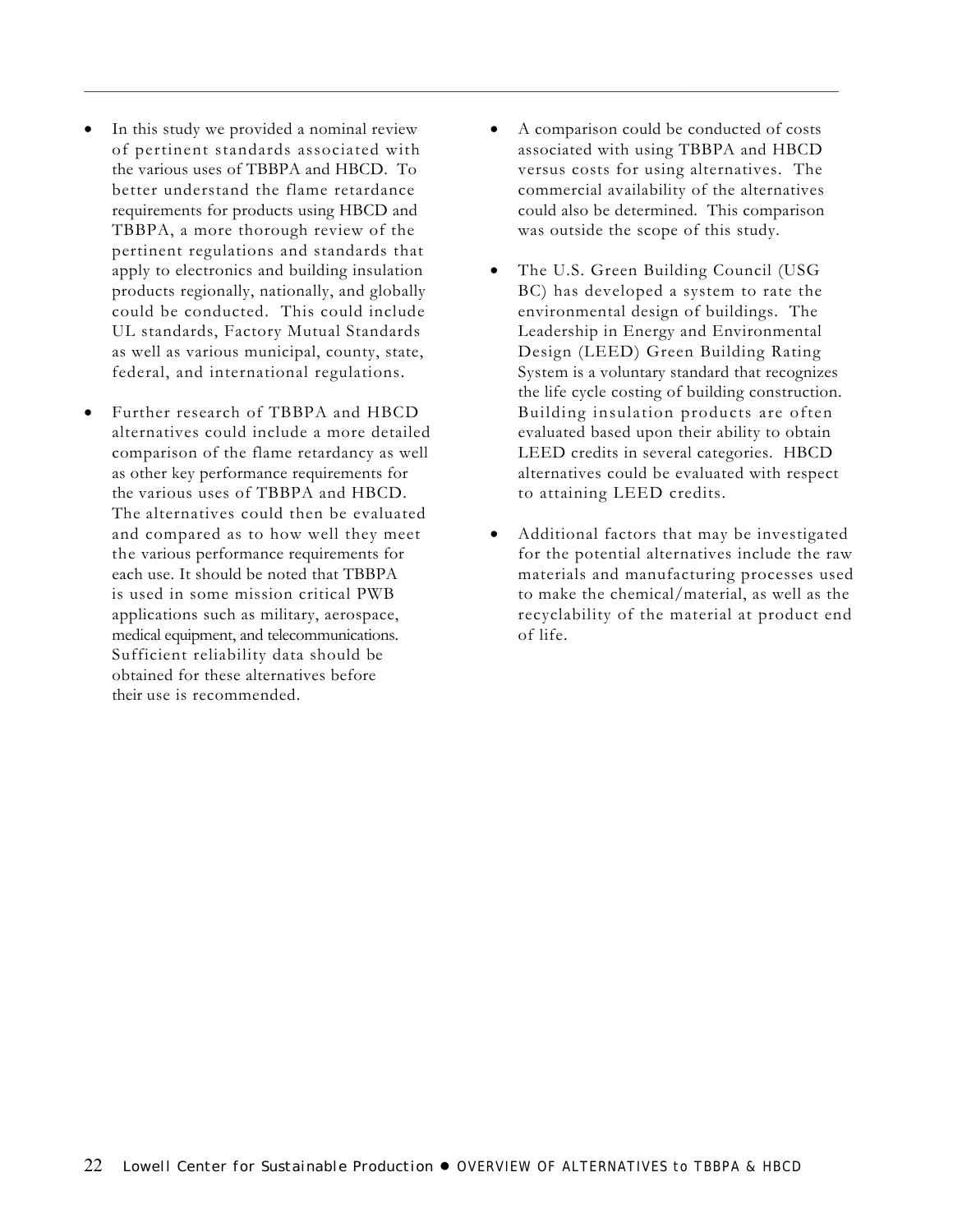- In this study we provided a nominal review of pertinent standards associated with the various uses of TBBPA and HBCD. To better understand the flame retardance requirements for products using HBCD and TBBPA, a more thorough review of the pertinent regulations and standards that apply to electronics and building insulation products regionally, nationally, and globally could be conducted. This could include UL standards, Factory Mutual Standards as well as various municipal, county, state, federal, and international regulations.

- Further research of TBBPA and HBCD alternatives could include a more detailed comparison of the flame retardancy as well as other key performance requirements for the various uses of TBBPA and HBCD. The alternatives could then be evaluated and compared as to how well they meet the various performance requirements for each use. It should be noted that TBBPA is used in some mission critical PWB applications such as military, aerospace, medical equipment, and telecommunications. Sufficient reliability data should be obtained for these alternatives before their use is recommended.

- A comparison could be conducted of costs associated with using TBBPA and HBCD versus costs for using alternatives. The commercial availability of the alternatives could also be determined. This comparison was outside the scope of this study.

- The U.S. Green Building Council (USG BC) has developed a system to rate the environmental design of buildings. The Leadership in Energy and Environmental Design (LEED) Green Building Rating System is a voluntary standard that recognizes the life cycle costing of building construction. Building insulation products are often evaluated based upon their ability to obtain LEED credits in several categories. HBCD alternatives could be evaluated with respect to attaining LEED credits.

- Additional factors that may be investigated for the potential alternatives include the raw materials and manufacturing processes used to make the chemical/material, as well as the recyclability of the material at product end of life.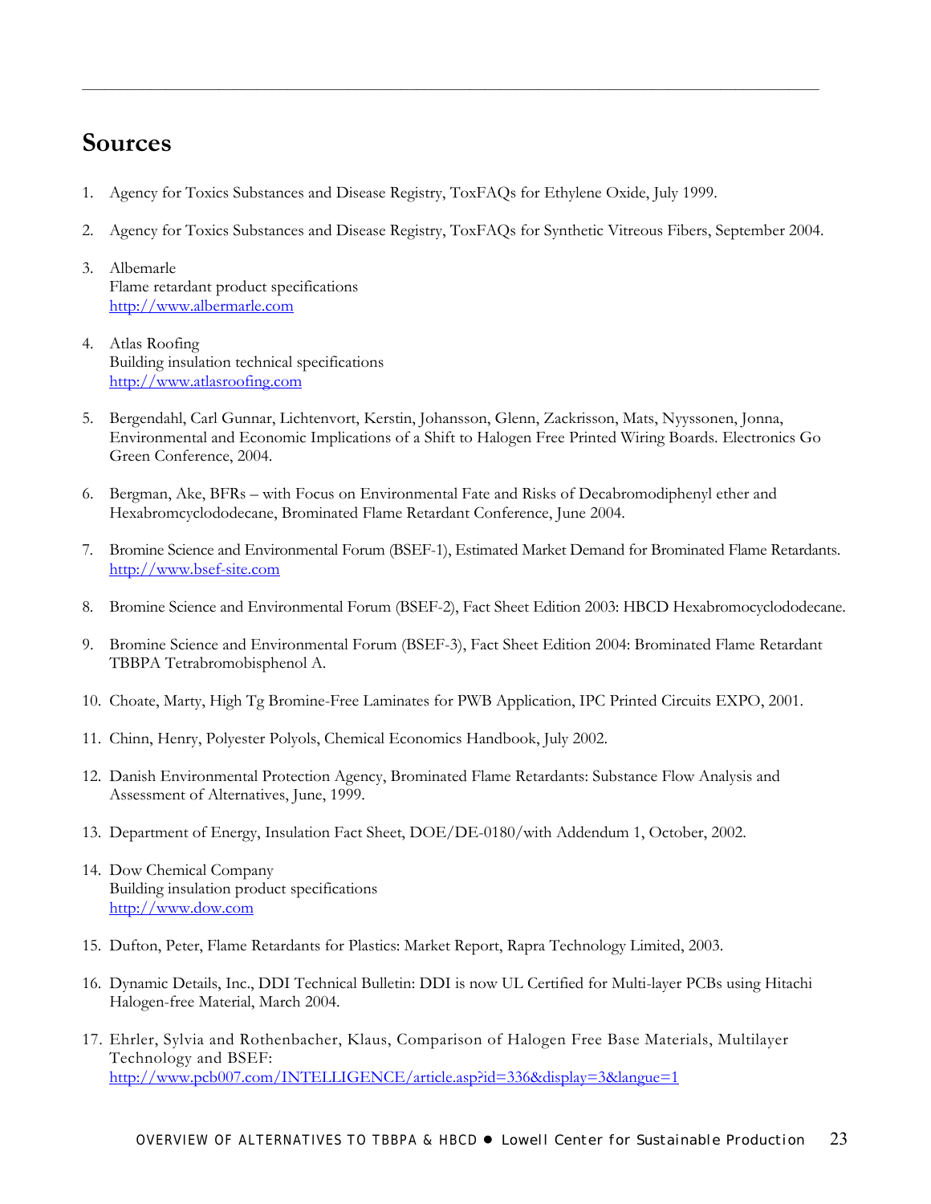## Sources

1. Agency for Toxics Substances and Disease Registry, ToxFAQs for Ethylene Oxide, July 1999.

2. Agency for Toxics Substances and Disease Registry, ToxFAQs for Synthetic Vitreous Fibers, September 2004.

3. Albemarle
   Flame retardant product specifications
   http://www.albermarle.com

4. Atlas Roofing
   Building insulation technical specifications
   http://www.atlasroofing.com

5. Bergendahl, Carl Gunnar, Lichtenvort, Kerstin, Johansson, Glenn, Zackrisson, Mats, Nyyssonen, Jonna, Environmental and Economic Implications of a Shift to Halogen Free Printed Wiring Boards. Electronics Go Green Conference, 2004.

6. Bergman, Ake, BFRs – with Focus on Environmental Fate and Risks of Decabromodiphenyl ether and Hexabromcyclododecane, Brominated Flame Retardant Conference, June 2004.

7. Bromine Science and Environmental Forum (BSEF-1), Estimated Market Demand for Brominated Flame Retardants. http://www.bsef-site.com

8. Bromine Science and Environmental Forum (BSEF-2), Fact Sheet Edition 2003: HBCD Hexabromocyclododecane.

9. Bromine Science and Environmental Forum (BSEF-3), Fact Sheet Edition 2004: Brominated Flame Retardant TBBPA Tetrabromobisphenol A.

10. Choate, Marty, High Tg Bromine-Free Laminates for PWB Application, IPC Printed Circuits EXPO, 2001.

11. Chinn, Henry, Polyester Polyols, Chemical Economics Handbook, July 2002.

12. Danish Environmental Protection Agency, Brominated Flame Retardants: Substance Flow Analysis and Assessment of Alternatives, June, 1999.

13. Department of Energy, Insulation Fact Sheet, DOE/DE-0180/with Addendum 1, October, 2002.

14. Dow Chemical Company
    Building insulation product specifications
    http://www.dow.com

15. Dufton, Peter, Flame Retardants for Plastics: Market Report, Rapra Technology Limited, 2003.

16. Dynamic Details, Inc., DDI Technical Bulletin: DDI is now UL Certified for Multi-layer PCBs using Hitachi Halogen-free Material, March 2004.

17. Ehrler, Sylvia and Rothenbacher, Klaus, Comparison of Halogen Free Base Materials, Multilayer Technology and BSEF:
    http://www.pcb007.com/INTELLIGENCE/article.asp?id=336&display=3&langue=1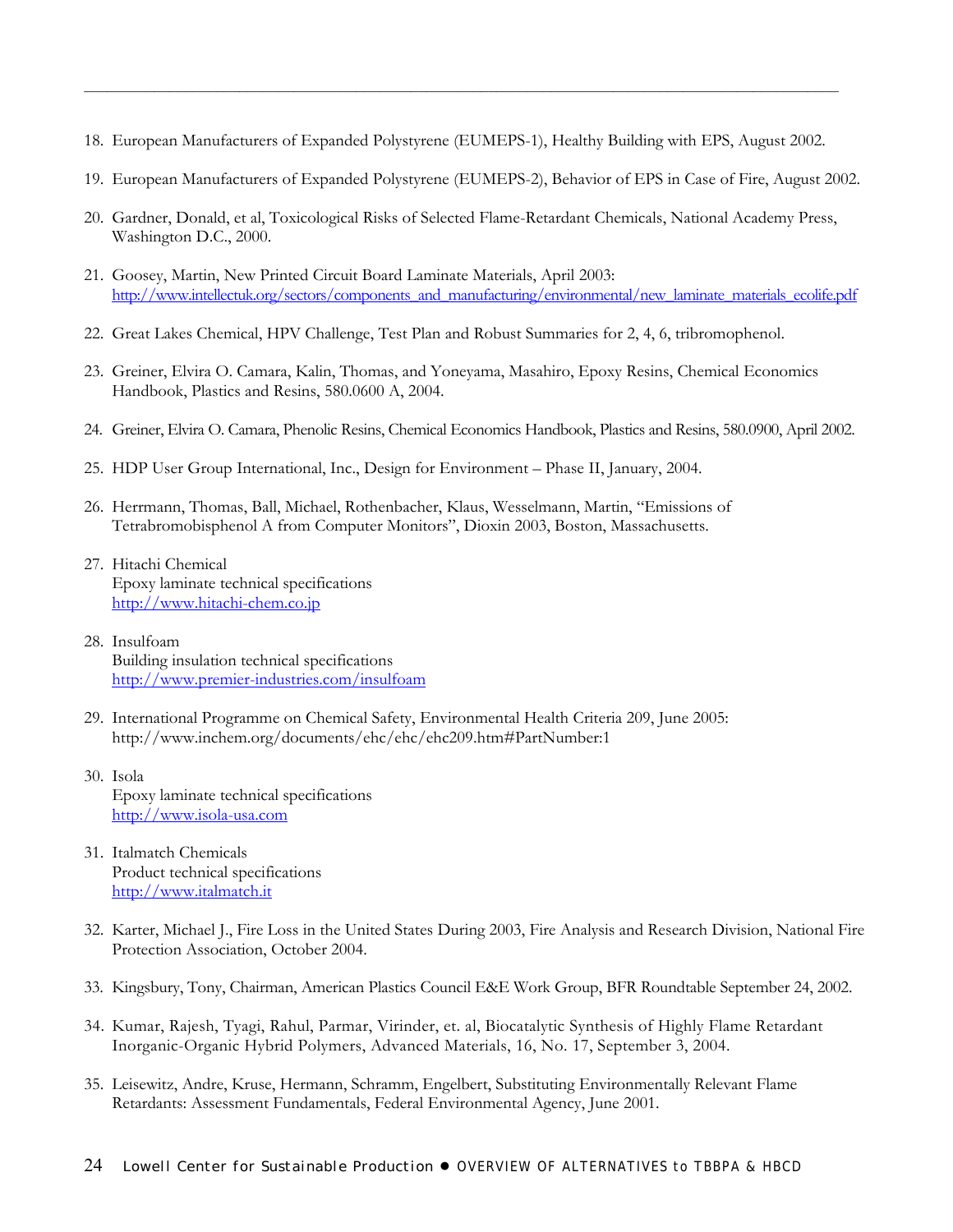18. European Manufacturers of Expanded Polystyrene (EUMEPS-1), Healthy Building with EPS, August 2002.

19. European Manufacturers of Expanded Polystyrene (EUMEPS-2), Behavior of EPS in Case of Fire, August 2002.

20. Gardner, Donald, et al, Toxicological Risks of Selected Flame-Retardant Chemicals, National Academy Press, Washington D.C., 2000.

21. Goosey, Martin, New Printed Circuit Board Laminate Materials, April 2003: http://www.intellectuk.org/sectors/components_and_manufacturing/environmental/new_laminate_materials_ecolife.pdf

22. Great Lakes Chemical, HPV Challenge, Test Plan and Robust Summaries for 2, 4, 6, tribromophenol.

23. Greiner, Elvira O. Camara, Kalin, Thomas, and Yoneyama, Masahiro, Epoxy Resins, Chemical Economics Handbook, Plastics and Resins, 580.0600 A, 2004.

24. Greiner, Elvira O. Camara, Phenolic Resins, Chemical Economics Handbook, Plastics and Resins, 580.0900, April 2002.

25. HDP User Group International, Inc., Design for Environment – Phase II, January, 2004.

26. Herrmann, Thomas, Ball, Michael, Rothenbacher, Klaus, Wesselmann, Martin, "Emissions of Tetrabromobisphenol A from Computer Monitors", Dioxin 2003, Boston, Massachusetts.

27. Hitachi Chemical
    Epoxy laminate technical specifications
    http://www.hitachi-chem.co.jp

28. Insulfoam
    Building insulation technical specifications
    http://www.premier-industries.com/insulfoam

29. International Programme on Chemical Safety, Environmental Health Criteria 209, June 2005: http://www.inchem.org/documents/ehc/ehc/ehc209.htm#PartNumber:1

30. Isola
    Epoxy laminate technical specifications
    http://www.isola-usa.com

31. Italmatch Chemicals
    Product technical specifications
    http://www.italmatch.it

32. Karter, Michael J., Fire Loss in the United States During 2003, Fire Analysis and Research Division, National Fire Protection Association, October 2004.

33. Kingsbury, Tony, Chairman, American Plastics Council E&E Work Group, BFR Roundtable September 24, 2002.

34. Kumar, Rajesh, Tyagi, Rahul, Parmar, Virinder, et. al, Biocatalytic Synthesis of Highly Flame Retardant Inorganic-Organic Hybrid Polymers, Advanced Materials, 16, No. 17, September 3, 2004.

35. Leisewitz, Andre, Kruse, Hermann, Schramm, Engelbert, Substituting Environmentally Relevant Flame Retardants: Assessment Fundamentals, Federal Environmental Agency, June 2001.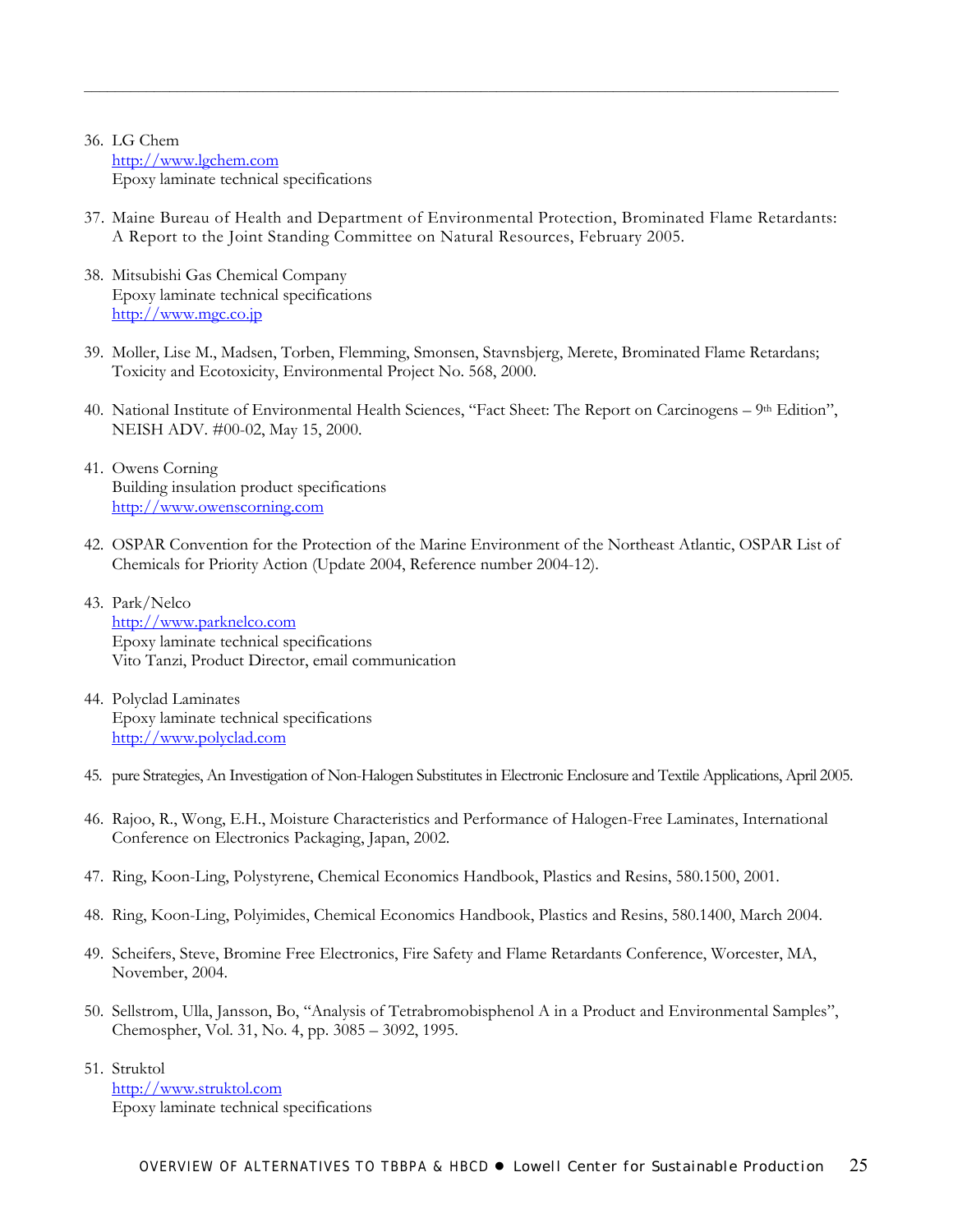36. LG Chem
    http://www.lgchem.com
    Epoxy laminate technical specifications

37. Maine Bureau of Health and Department of Environmental Protection, Brominated Flame Retardants: A Report to the Joint Standing Committee on Natural Resources, February 2005.

38. Mitsubishi Gas Chemical Company
    Epoxy laminate technical specifications
    http://www.mgc.co.jp

39. Moller, Lise M., Madsen, Torben, Flemming, Smonsen, Stavnsbjerg, Merete, Brominated Flame Retardans; Toxicity and Ecotoxicity, Environmental Project No. 568, 2000.

40. National Institute of Environmental Health Sciences, "Fact Sheet: The Report on Carcinogens – 9th Edition", NEISH ADV. #00-02, May 15, 2000.

41. Owens Corning
    Building insulation product specifications
    http://www.owenscorning.com

42. OSPAR Convention for the Protection of the Marine Environment of the Northeast Atlantic, OSPAR List of Chemicals for Priority Action (Update 2004, Reference number 2004-12).

43. Park/Nelco
    http://www.parknelco.com
    Epoxy laminate technical specifications
    Vito Tanzi, Product Director, email communication

44. Polyclad Laminates
    Epoxy laminate technical specifications
    http://www.polyclad.com

45. pure Strategies, An Investigation of Non-Halogen Substitutes in Electronic Enclosure and Textile Applications, April 2005.

46. Rajoo, R., Wong, E.H., Moisture Characteristics and Performance of Halogen-Free Laminates, International Conference on Electronics Packaging, Japan, 2002.

47. Ring, Koon-Ling, Polystyrene, Chemical Economics Handbook, Plastics and Resins, 580.1500, 2001.

48. Ring, Koon-Ling, Polyimides, Chemical Economics Handbook, Plastics and Resins, 580.1400, March 2004.

49. Scheifers, Steve, Bromine Free Electronics, Fire Safety and Flame Retardants Conference, Worcester, MA, November, 2004.

50. Sellstrom, Ulla, Jansson, Bo, "Analysis of Tetrabromobisphenol A in a Product and Environmental Samples", Chemospher, Vol. 31, No. 4, pp. 3085 – 3092, 1995.

51. Struktol
    http://www.struktol.com
    Epoxy laminate technical specifications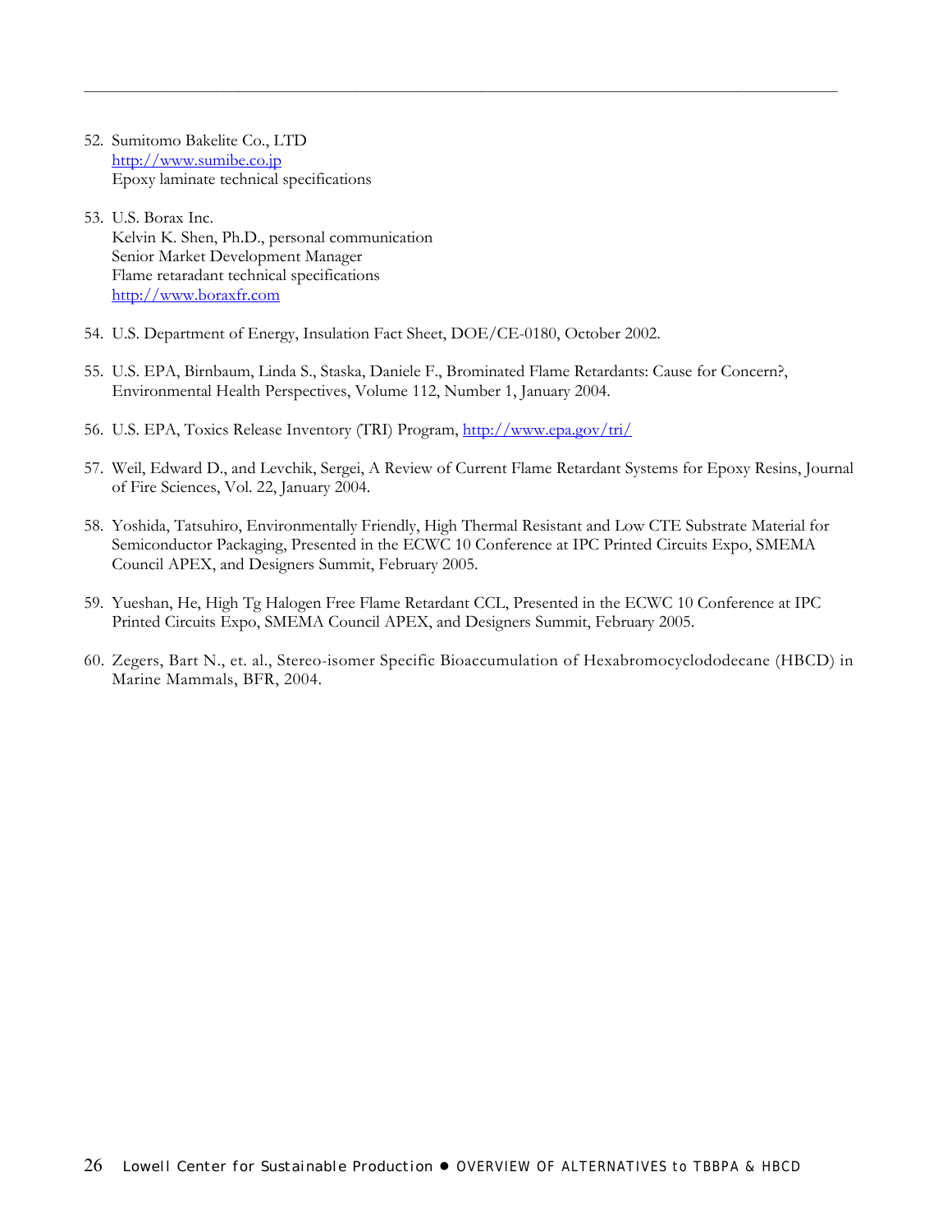52. Sumitomo Bakelite Co., LTD
    http://www.sumibe.co.jp
    Epoxy laminate technical specifications

53. U.S. Borax Inc.
    Kelvin K. Shen, Ph.D., personal communication
    Senior Market Development Manager
    Flame retaradant technical specifications
    http://www.boraxfr.com

54. U.S. Department of Energy, Insulation Fact Sheet, DOE/CE-0180, October 2002.

55. U.S. EPA, Birnbaum, Linda S., Staska, Daniele F., Brominated Flame Retardants: Cause for Concern?, Environmental Health Perspectives, Volume 112, Number 1, January 2004.

56. U.S. EPA, Toxics Release Inventory (TRI) Program, http://www.epa.gov/tri/

57. Weil, Edward D., and Levchik, Sergei, A Review of Current Flame Retardant Systems for Epoxy Resins, Journal of Fire Sciences, Vol. 22, January 2004.

58. Yoshida, Tatsuhiro, Environmentally Friendly, High Thermal Resistant and Low CTE Substrate Material for Semiconductor Packaging, Presented in the ECWC 10 Conference at IPC Printed Circuits Expo, SMEMA Council APEX, and Designers Summit, February 2005.

59. Yueshan, He, High Tg Halogen Free Flame Retardant CCL, Presented in the ECWC 10 Conference at IPC Printed Circuits Expo, SMEMA Council APEX, and Designers Summit, February 2005.

60. Zegers, Bart N., et. al., Stereo-isomer Specific Bioaccumulation of Hexabromocyclododecane (HBCD) in Marine Mammals, BFR, 2004.